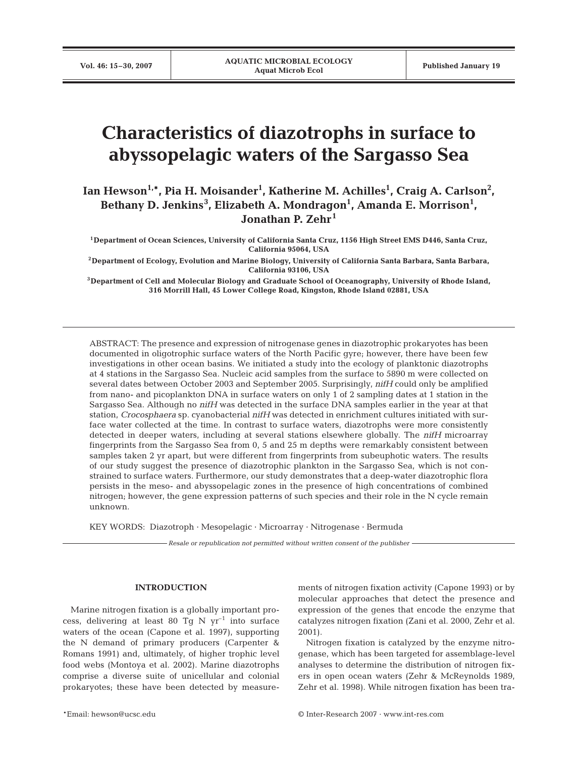# Characteristics of diazotrophs in surface to abyssopelagic waters of the Sargasso Sea

**Ian Hewson[1,*], Pia H. Moisander[1], Katherine M. Achilles[1], Craig A. Carlson[2], Bethany D. Jenkins[3], Elizabeth A. Mondragon[1], Amanda E. Morrison[1], Jonathan P. Zehr[1]**

[1]Department of Ocean Sciences, University of California Santa Cruz, 1156 High Street EMS D446, Santa Cruz, California 95064, USA

[2]Department of Ecology, Evolution and Marine Biology, University of California Santa Barbara, Santa Barbara, California 93106, USA

[3]Department of Cell and Molecular Biology and Graduate School of Oceanography, University of Rhode Island, 316 Morrill Hall, 45 Lower College Road, Kingston, Rhode Island 02881, USA

ABSTRACT: The presence and expression of nitrogenase genes in diazotrophic prokaryotes has been documented in oligotrophic surface waters of the North Pacific gyre; however, there have been few investigations in other ocean basins. We initiated a study into the ecology of planktonic diazotrophs at 4 stations in the Sargasso Sea. Nucleic acid samples from the surface to 5890 m were collected on several dates between October 2003 and September 2005. Surprisingly, *nifH* could only be amplified from nano- and picoplankton DNA in surface waters on only 1 of 2 sampling dates at 1 station in the Sargasso Sea. Although no *nifH* was detected in the surface DNA samples earlier in the year at that station, *Crocosphaera* sp. cyanobacterial *nifH* was detected in enrichment cultures initiated with surface water collected at the time. In contrast to surface waters, diazotrophs were more consistently detected in deeper waters, including at several stations elsewhere globally. The *nifH* microarray fingerprints from the Sargasso Sea from 0, 5 and 25 m depths were remarkably consistent between samples taken 2 yr apart, but were different from fingerprints from subeuphotic waters. The results of our study suggest the presence of diazotrophic plankton in the Sargasso Sea, which is not constrained to surface waters. Furthermore, our study demonstrates that a deep-water diazotrophic flora persists in the meso- and abyssopelagic zones in the presence of high concentrations of combined nitrogen; however, the gene expression patterns of such species and their role in the N cycle remain unknown.

KEY WORDS: Diazotroph · Mesopelagic · Microarray · Nitrogenase · Bermuda

*Resale or republication not permitted without written consent of the publisher*

## INTRODUCTION

Marine nitrogen fixation is a globally important process, delivering at least 80 Tg N $yr^{-1}$ into surface waters of the ocean (Capone et al. 1997), supporting the N demand of primary producers (Carpenter & Romans 1991) and, ultimately, of higher trophic level food webs (Montoya et al. 2002). Marine diazotrophs comprise a diverse suite of unicellular and colonial prokaryotes; these have been detected by measurements of nitrogen fixation activity (Capone 1993) or by molecular approaches that detect the presence and expression of the genes that encode the enzyme that catalyzes nitrogen fixation (Zani et al. 2000, Zehr et al. 2001).

Nitrogen fixation is catalyzed by the enzyme nitrogenase, which has been targeted for assemblage-level analyses to determine the distribution of nitrogen fixers in open ocean waters (Zehr & McReynolds 1989, Zehr et al. 1998). While nitrogen fixation has been tra-

*Email: hewson@ucsc.edu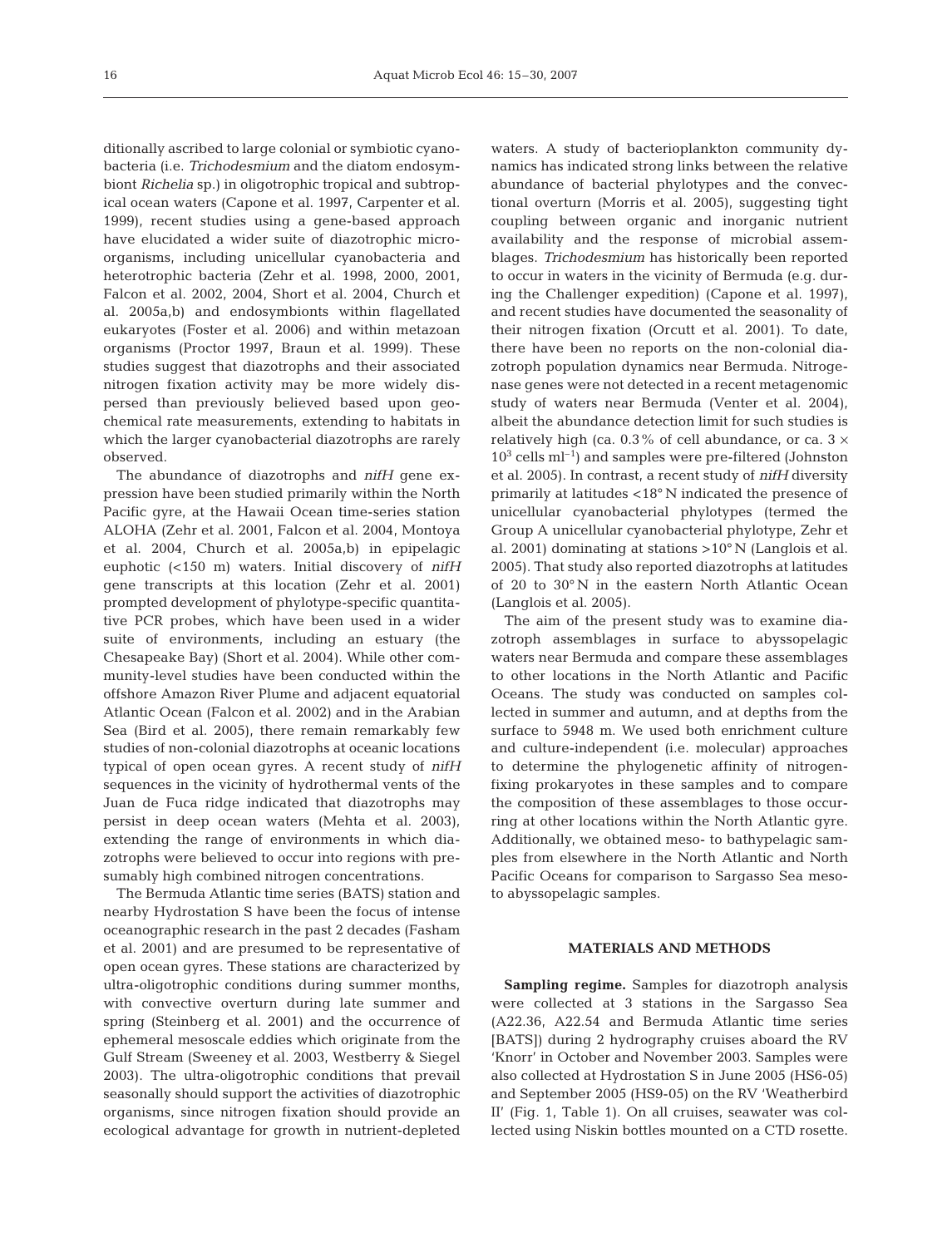ditionally ascribed to large colonial or symbiotic cyanobacteria (i.e. *Trichodesmium* and the diatom endosymbiont *Richelia* sp.) in oligotrophic tropical and subtropical ocean waters (Capone et al. 1997, Carpenter et al. 1999), recent studies using a gene-based approach have elucidated a wider suite of diazotrophic microorganisms, including unicellular cyanobacteria and heterotrophic bacteria (Zehr et al. 1998, 2000, 2001, Falcon et al. 2002, 2004, Short et al. 2004, Church et al. 2005a,b) and endosymbionts within flagellated eukaryotes (Foster et al. 2006) and within metazoan organisms (Proctor 1997, Braun et al. 1999). These studies suggest that diazotrophs and their associated nitrogen fixation activity may be more widely dispersed than previously believed based upon geochemical rate measurements, extending to habitats in which the larger cyanobacterial diazotrophs are rarely observed.

The abundance of diazotrophs and *nifH* gene expression have been studied primarily within the North Pacific gyre, at the Hawaii Ocean time-series station ALOHA (Zehr et al. 2001, Falcon et al. 2004, Montoya et al. 2004, Church et al. 2005a,b) in epipelagic euphotic (<150 m) waters. Initial discovery of *nifH* gene transcripts at this location (Zehr et al. 2001) prompted development of phylotype-specific quantitative PCR probes, which have been used in a wider suite of environments, including an estuary (the Chesapeake Bay) (Short et al. 2004). While other community-level studies have been conducted within the offshore Amazon River Plume and adjacent equatorial Atlantic Ocean (Falcon et al. 2002) and in the Arabian Sea (Bird et al. 2005), there remain remarkably few studies of non-colonial diazotrophs at oceanic locations typical of open ocean gyres. A recent study of *nifH* sequences in the vicinity of hydrothermal vents of the Juan de Fuca ridge indicated that diazotrophs may persist in deep ocean waters (Mehta et al. 2003), extending the range of environments in which diazotrophs were believed to occur into regions with presumably high combined nitrogen concentrations.

The Bermuda Atlantic time series (BATS) station and nearby Hydrostation S have been the focus of intense oceanographic research in the past 2 decades (Fasham et al. 2001) and are presumed to be representative of open ocean gyres. These stations are characterized by ultra-oligotrophic conditions during summer months, with convective overturn during late summer and spring (Steinberg et al. 2001) and the occurrence of ephemeral mesoscale eddies which originate from the Gulf Stream (Sweeney et al. 2003, Westberry & Siegel 2003). The ultra-oligotrophic conditions that prevail seasonally should support the activities of diazotrophic organisms, since nitrogen fixation should provide an ecological advantage for growth in nutrient-depleted waters. A study of bacterioplankton community dynamics has indicated strong links between the relative abundance of bacterial phylotypes and the convectional overturn (Morris et al. 2005), suggesting tight coupling between organic and inorganic nutrient availability and the response of microbial assemblages. *Trichodesmium* has historically been reported to occur in waters in the vicinity of Bermuda (e.g. during the Challenger expedition) (Capone et al. 1997), and recent studies have documented the seasonality of their nitrogen fixation (Orcutt et al. 2001). To date, there have been no reports on the non-colonial diazotroph population dynamics near Bermuda. Nitrogenase genes were not detected in a recent metagenomic study of waters near Bermuda (Venter et al. 2004), albeit the abundance detection limit for such studies is relatively high (ca. 0.3% of cell abundance, or ca. $3 \times 10^3$ cells ml$^{-1}$) and samples were pre-filtered (Johnston et al. 2005). In contrast, a recent study of *nifH* diversity primarily at latitudes <18° N indicated the presence of unicellular cyanobacterial phylotypes (termed the Group A unicellular cyanobacterial phylotype, Zehr et al. 2001) dominating at stations >10° N (Langlois et al. 2005). That study also reported diazotrophs at latitudes of 20 to 30° N in the eastern North Atlantic Ocean (Langlois et al. 2005).

The aim of the present study was to examine diazotroph assemblages in surface to abyssopelagic waters near Bermuda and compare these assemblages to other locations in the North Atlantic and Pacific Oceans. The study was conducted on samples collected in summer and autumn, and at depths from the surface to 5948 m. We used both enrichment culture and culture-independent (i.e. molecular) approaches to determine the phylogenetic affinity of nitrogen-fixing prokaryotes in these samples and to compare the composition of these assemblages to those occurring at other locations within the North Atlantic gyre. Additionally, we obtained meso- to bathypelagic samples from elsewhere in the North Atlantic and North Pacific Oceans for comparison to Sargasso Sea meso- to abyssopelagic samples.

## MATERIALS AND METHODS

**Sampling regime.** Samples for diazotroph analysis were collected at 3 stations in the Sargasso Sea (A22.36, A22.54 and Bermuda Atlantic time series [BATS]) during 2 hydrography cruises aboard the RV 'Knorr' in October and November 2003. Samples were also collected at Hydrostation S in June 2005 (HS6-05) and September 2005 (HS9-05) on the RV 'Weatherbird II' (Fig. 1, Table 1). On all cruises, seawater was collected using Niskin bottles mounted on a CTD rosette.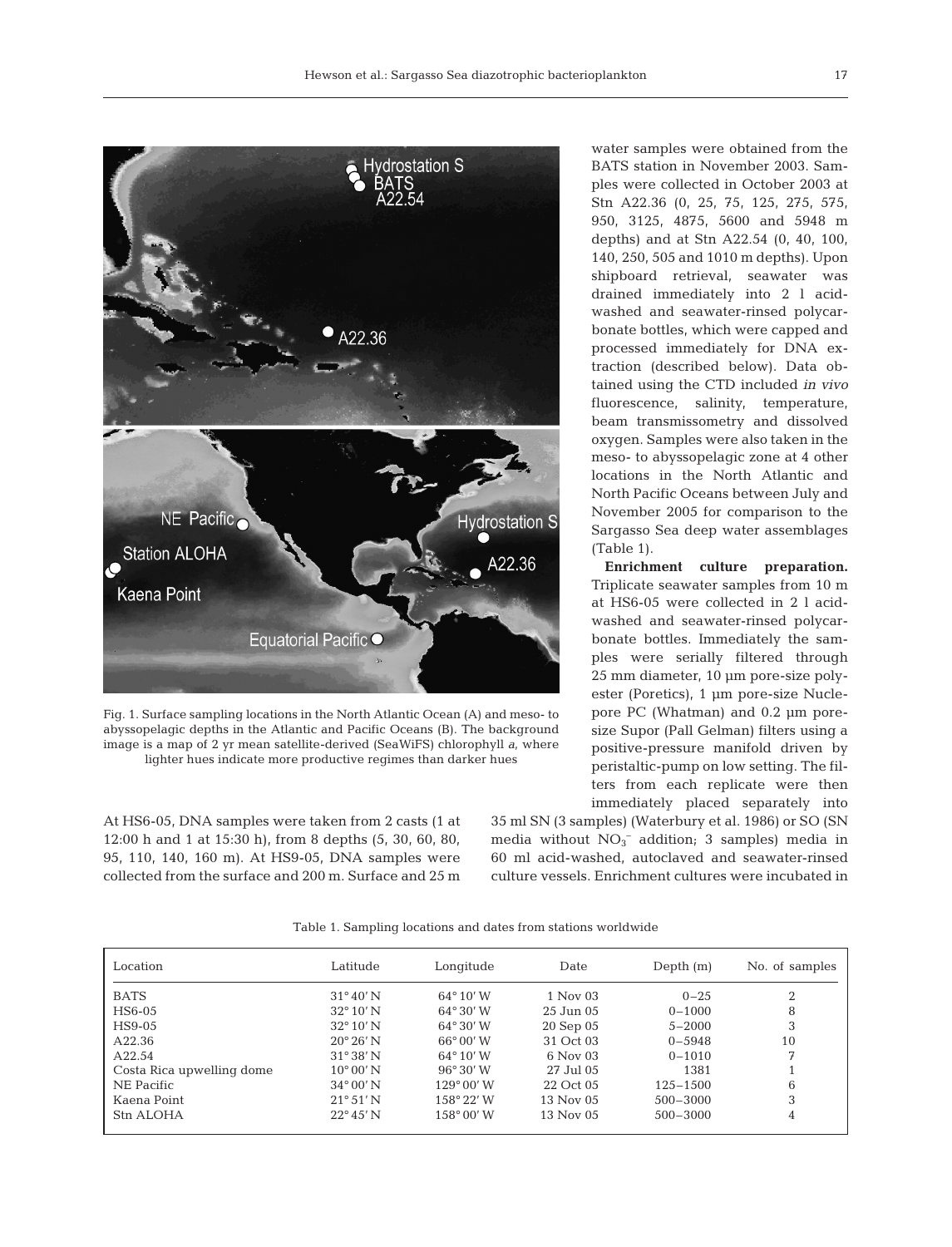Fig. 1. Surface sampling locations in the North Atlantic Ocean (A) and meso- to abyssopelagic depths in the Atlantic and Pacific Oceans (B). The background image is a map of 2 yr mean satellite-derived (SeaWiFS) chlorophyll *a*, where lighter hues indicate more productive regimes than darker hues

At HS6-05, DNA samples were taken from 2 casts (1 at 12:00 h and 1 at 15:30 h), from 8 depths (5, 30, 60, 80, 95, 110, 140, 160 m). At HS9-05, DNA samples were collected from the surface and 200 m. Surface and 25 m water samples were obtained from the BATS station in November 2003. Samples were collected in October 2003 at Stn A22.36 (0, 25, 75, 125, 275, 575, 950, 3125, 4875, 5600 and 5948 m depths) and at Stn A22.54 (0, 40, 100, 140, 250, 505 and 1010 m depths). Upon shipboard retrieval, seawater was drained immediately into 2 l acid-washed and seawater-rinsed polycarbonate bottles, which were capped and processed immediately for DNA extraction (described below). Data obtained using the CTD included *in vivo* fluorescence, salinity, temperature, beam transmissometry and dissolved oxygen. Samples were also taken in the meso- to abyssopelagic zone at 4 other locations in the North Atlantic and North Pacific Oceans between July and November 2005 for comparison to the Sargasso Sea deep water assemblages (Table 1).

**Enrichment culture preparation.** Triplicate seawater samples from 10 m at HS6-05 were collected in 2 l acid-washed and seawater-rinsed polycarbonate bottles. Immediately the samples were serially filtered through 25 mm diameter, 10 µm pore-size polyester (Poretics), 1 µm pore-size Nuclepore PC (Whatman) and 0.2 µm pore-size Supor (Pall Gelman) filters using a positive-pressure manifold driven by peristaltic-pump on low setting. The filters from each replicate were then immediately placed separately into 35 ml SN (3 samples) (Waterbury et al. 1986) or SO (SN media without $NO_3^-$ addition; 3 samples) media in 60 ml acid-washed, autoclaved and seawater-rinsed culture vessels. Enrichment cultures were incubated in

Table 1. Sampling locations and dates from stations worldwide

| Location | Latitude | Longitude | Date | Depth (m) | No. of samples |
|---|---|---|---|---|---|
| BATS | 31° 40′ N | 64° 10′ W | 1 Nov 03 | 0–25 | 2 |
| HS6-05 | 32° 10′ N | 64° 30′ W | 25 Jun 05 | 0–1000 | 8 |
| HS9-05 | 32° 10′ N | 64° 30′ W | 20 Sep 05 | 5–2000 | 3 |
| A22.36 | 20° 26′ N | 66° 00′ W | 31 Oct 03 | 0–5948 | 10 |
| A22.54 | 31° 38′ N | 64° 10′ W | 6 Nov 03 | 0–1010 | 7 |
| Costa Rica upwelling dome | 10° 00′ N | 96° 30′ W | 27 Jul 05 | 1381 | 1 |
| NE Pacific | 34° 00′ N | 129° 00′ W | 22 Oct 05 | 125–1500 | 6 |
| Kaena Point | 21° 51′ N | 158° 22′ W | 13 Nov 05 | 500–3000 | 3 |
| Stn ALOHA | 22° 45′ N | 158° 00′ W | 13 Nov 05 | 500–3000 | 4 |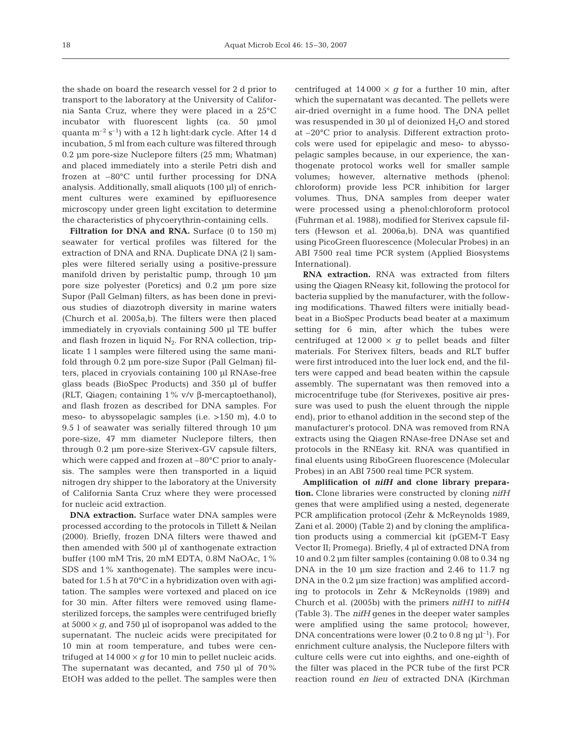the shade on board the research vessel for 2 d prior to transport to the laboratory at the University of California Santa Cruz, where they were placed in a 25°C incubator with fluorescent lights (ca. 50 µmol quanta $m^{-2}$ $s^{-1}$) with a 12 h light:dark cycle. After 14 d incubation, 5 ml from each culture was filtered through 0.2 µm pore-size Nuclepore filters (25 mm; Whatman) and placed immediately into a sterile Petri dish and frozen at –80°C until further processing for DNA analysis. Additionally, small aliquots (100 µl) of enrichment cultures were examined by epifluorescence microscopy under green light excitation to determine the characteristics of phycoerythrin-containing cells.

**Filtration for DNA and RNA.** Surface (0 to 150 m) seawater for vertical profiles was filtered for the extraction of DNA and RNA. Duplicate DNA (2 l) samples were filtered serially using a positive-pressure manifold driven by peristaltic pump, through 10 µm pore size polyester (Poretics) and 0.2 µm pore size Supor (Pall Gelman) filters, as has been done in previous studies of diazotroph diversity in marine waters (Church et al. 2005a,b). The filters were then placed immediately in cryovials containing 500 µl TE buffer and flash frozen in liquid $N_2$. For RNA collection, triplicate 1 l samples were filtered using the same manifold through 0.2 µm pore-size Supor (Pall Gelman) filters, placed in cryovials containing 100 µl RNAse-free glass beads (BioSpec Products) and 350 µl of buffer (RLT, Qiagen; containing 1% v/v β-mercaptoethanol), and flash frozen as described for DNA samples. For meso- to abyssopelagic samples (i.e. >150 m), 4.0 to 9.5 l of seawater was serially filtered through 10 µm pore-size, 47 mm diameter Nuclepore filters, then through 0.2 µm pore-size Sterivex-GV capsule filters, which were capped and frozen at –80°C prior to analysis. The samples were then transported in a liquid nitrogen dry shipper to the laboratory at the University of California Santa Cruz where they were processed for nucleic acid extraction.

**DNA extraction.** Surface water DNA samples were processed according to the protocols in Tillett & Neilan (2000). Briefly, frozen DNA filters were thawed and then amended with 500 µl of xanthogenate extraction buffer (100 mM Tris, 20 mM EDTA, 0.8M NaOAc, 1% SDS and 1% xanthogenate). The samples were incubated for 1.5 h at 70°C in a hybridization oven with agitation. The samples were vortexed and placed on ice for 30 min. After filters were removed using flame-sterilized forceps, the samples were centrifuged briefly at $5000 \times g$, and 750 µl of isopropanol was added to the supernatant. The nucleic acids were precipitated for 10 min at room temperature, and tubes were centrifuged at $14\,000 \times g$ for 10 min to pellet nucleic acids. The supernatant was decanted, and 750 µl of 70% EtOH was added to the pellet. The samples were then centrifuged at $14\,000 \times g$ for a further 10 min, after which the supernatant was decanted. The pellets were air-dried overnight in a fume hood. The DNA pellet was resuspended in 30 µl of deionized $H_2O$ and stored at –20°C prior to analysis. Different extraction protocols were used for epipelagic and meso- to abyssopelagic samples because, in our experience, the xanthogenate protocol works well for smaller sample volumes; however, alternative methods (phenol: chloroform) provide less PCR inhibition for larger volumes. Thus, DNA samples from deeper water were processed using a phenol:chloroform protocol (Fuhrman et al. 1988), modified for Sterivex capsule filters (Hewson et al. 2006a,b). DNA was quantified using PicoGreen fluorescence (Molecular Probes) in an ABI 7500 real time PCR system (Applied Biosystems International).

**RNA extraction.** RNA was extracted from filters using the Qiagen RNeasy kit, following the protocol for bacteria supplied by the manufacturer, with the following modifications. Thawed filters were initially bead-beat in a BioSpec Products bead beater at a maximum setting for 6 min, after which the tubes were centrifuged at $12\,000 \times g$ to pellet beads and filter materials. For Sterivex filters, beads and RLT buffer were first introduced into the luer lock end, and the filters were capped and bead beaten within the capsule assembly. The supernatant was then removed into a microcentrifuge tube (for Sterivexes, positive air pressure was used to push the eluent through the nipple end), prior to ethanol addition in the second step of the manufacturer's protocol. DNA was removed from RNA extracts using the Qiagen RNAse-free DNAse set and protocols in the RNEasy kit. RNA was quantified in final eluents using RiboGreen fluorescence (Molecular Probes) in an ABI 7500 real time PCR system.

**Amplification of *nifH* and clone library preparation.** Clone libraries were constructed by cloning *nifH* genes that were amplified using a nested, degenerate PCR amplification protocol (Zehr & McReynolds 1989, Zani et al. 2000) (Table 2) and by cloning the amplification products using a commercial kit (pGEM-T Easy Vector II; Promega). Briefly, 4 µl of extracted DNA from 10 and 0.2 µm filter samples (containing 0.08 to 0.34 ng DNA in the 10 µm size fraction and 2.46 to 11.7 ng DNA in the 0.2 µm size fraction) was amplified according to protocols in Zehr & McReynolds (1989) and Church et al. (2005b) with the primers *nifH1* to *nifH4* (Table 3). The *nifH* genes in the deeper water samples were amplified using the same protocol; however, DNA concentrations were lower (0.2 to 0.8 ng $\mu l^{-1}$). For enrichment culture analysis, the Nuclepore filters with culture cells were cut into eighths, and one-eighth of the filter was placed in the PCR tube of the first PCR reaction round *en lieu* of extracted DNA (Kirchman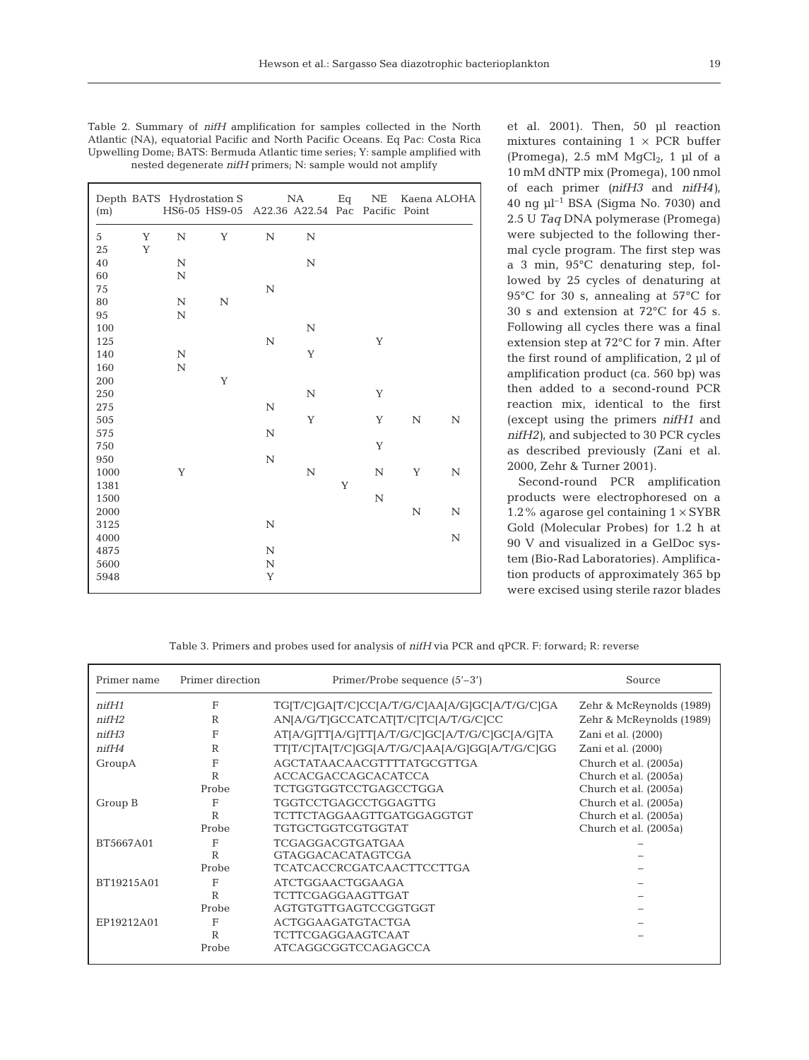Table 2. Summary of *nifH* amplification for samples collected in the North Atlantic (NA), equatorial Pacific and North Pacific Oceans. Eq Pac: Costa Rica Upwelling Dome; BATS: Bermuda Atlantic time series; Y: sample amplified with nested degenerate *nifH* primers; N: sample would not amplify

| Depth (m) | BATS | Hydrostation S | | NA | | Eq Pac | NE Pacific | Kaena Point | ALOHA |
|---|---|---|---|---|---|---|---|---|---|
| | | HS6-05 | HS9-05 | A22.36 | A22.54 | | | | |
| 5 | Y | N | Y | N | N | | | | |
| 25 | Y | | | | | | | | |
| 40 | | N | | | N | | | | |
| 60 | | N | | | | | | | |
| 75 | | | | N | | | | | |
| 80 | | N | N | | | | | | |
| 95 | | N | | | | | | | |
| 100 | | | | | N | | | | |
| 125 | | | | N | | | Y | | |
| 140 | | N | | | Y | | | | |
| 160 | | N | | | | | | | |
| 200 | | | Y | | | | | | |
| 250 | | | | | N | | Y | | |
| 275 | | | | N | | | | | |
| 505 | | | | | Y | | Y | N | N |
| 575 | | | | N | | | | | |
| 750 | | | | | | | Y | | |
| 950 | | | | N | | | | | |
| 1000 | | Y | | | N | | N | Y | N |
| 1381 | | | | | | Y | | | |
| 1500 | | | | | | | N | | |
| 2000 | | | | | | | | N | N |
| 3125 | | | | N | | | | | |
| 4000 | | | | | | | | | N |
| 4875 | | | | N | | | | | |
| 5600 | | | | N | | | | | |
| 5948 | | | | Y | | | | | |

et al. 2001). Then, 50 µl reaction mixtures containing 1 × PCR buffer (Promega), 2.5 mM $MgCl_2$, 1 µl of a 10 mM dNTP mix (Promega), 100 nmol of each primer (*nifH3* and *nifH4*), 40 ng $\mu l^{-1}$ BSA (Sigma No. 7030) and 2.5 U *Taq* DNA polymerase (Promega) were subjected to the following thermal cycle program. The first step was a 3 min, 95°C denaturing step, followed by 25 cycles of denaturing at 95°C for 30 s, annealing at 57°C for 30 s and extension at 72°C for 45 s. Following all cycles there was a final extension step at 72°C for 7 min. After the first round of amplification, 2 µl of amplification product (ca. 560 bp) was then added to a second-round PCR reaction mix, identical to the first (except using the primers *nifH1* and *nifH2*), and subjected to 30 PCR cycles as described previously (Zani et al. 2000, Zehr & Turner 2001).

Second-round PCR amplification products were electrophoresed on a 1.2% agarose gel containing 1 × SYBR Gold (Molecular Probes) for 1.2 h at 90 V and visualized in a GelDoc system (Bio-Rad Laboratories). Amplification products of approximately 365 bp were excised using sterile razor blades

Table 3. Primers and probes used for analysis of *nifH* via PCR and qPCR. F: forward; R: reverse

| Primer name | Primer direction | Primer/Probe sequence (5'–3') | Source |
|---|---|---|---|
| *nifH1* | F | TG[T/C]GA[T/C]CC[A/T/G/C]AA[A/G]GC[A/T/G/C]GA | Zehr & McReynolds (1989) |
| *nifH2* | R | AN[A/G/T]GCCATCAT[T/C]TC[A/T/G/C]CC | Zehr & McReynolds (1989) |
| *nifH3* | F | AT[A/G]TT[A/G]TT[A/T/G/C]GC[A/T/G/C]GC[A/G]TA | Zani et al. (2000) |
| *nifH4* | R | TT[T/C]TA[T/C]GG[A/T/G/C]AA[A/G]GG[A/T/G/C]GG | Zani et al. (2000) |
| GroupA | F | AGCTATAACAACGTTTTATGCGTTGA | Church et al. (2005a) |
| | R | ACCACGACCAGCACATCCA | Church et al. (2005a) |
| | Probe | TCTGGTGGTCCTGAGCCTGGA | Church et al. (2005a) |
| Group B | F | TGGTCCTGAGCCTGGAGTTG | Church et al. (2005a) |
| | R | TCTTCTAGGAAGTTGATGGAGGTGT | Church et al. (2005a) |
| | Probe | TGTGCTGGTCGTGGTAT | Church et al. (2005a) |
| BT5667A01 | F | TCGAGGACGTGATGAA | – |
| | R | GTAGGACACATAGTCGA | – |
| | Probe | TCATCACCRCGATCAACTTCCTTGA | – |
| BT19215A01 | F | ATCTGGAACTGGAAGA | – |
| | R | TCTTCGAGGAAGTTGAT | – |
| | Probe | AGTGTGTTGAGTCCGGTGGT | – |
| EP19212A01 | F | ACTGGAAGATGTACTGA | – |
| | R | TCTTCGAGGAAGTCAAT | – |
| | Probe | ATCAGGCGGTCCAGAGCCA | |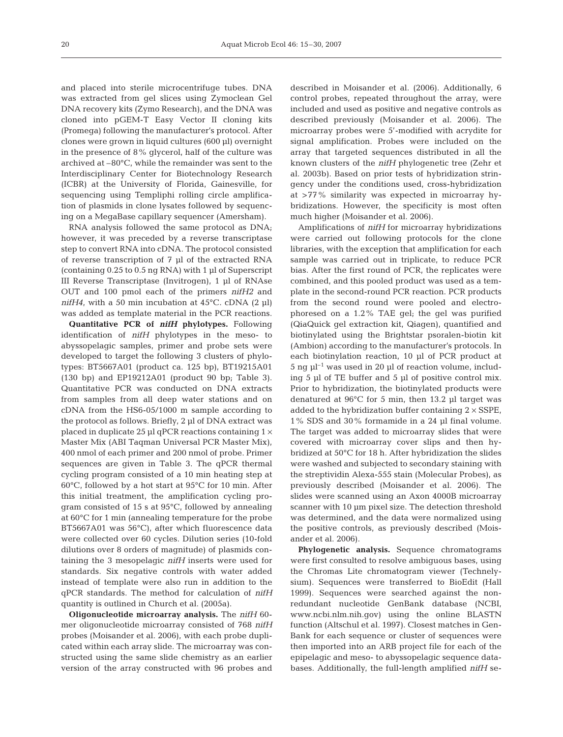and placed into sterile microcentrifuge tubes. DNA was extracted from gel slices using Zymoclean Gel DNA recovery kits (Zymo Research), and the DNA was cloned into pGEM-T Easy Vector II cloning kits (Promega) following the manufacturer's protocol. After clones were grown in liquid cultures (600 µl) overnight in the presence of 8% glycerol, half of the culture was archived at –80°C, while the remainder was sent to the Interdisciplinary Center for Biotechnology Research (ICBR) at the University of Florida, Gainesville, for sequencing using Templiphi rolling circle amplification of plasmids in clone lysates followed by sequencing on a MegaBase capillary sequencer (Amersham).

RNA analysis followed the same protocol as DNA; however, it was preceded by a reverse transcriptase step to convert RNA into cDNA. The protocol consisted of reverse transcription of 7 µl of the extracted RNA (containing 0.25 to 0.5 ng RNA) with 1 µl of Superscript III Reverse Transcriptase (Invitrogen), 1 µl of RNAse OUT and 100 pmol each of the primers *nifH2* and *nifH4*, with a 50 min incubation at 45°C. cDNA (2 µl) was added as template material in the PCR reactions.

**Quantitative PCR of *nifH* phylotypes.** Following identification of *nifH* phylotypes in the meso- to abyssopelagic samples, primer and probe sets were developed to target the following 3 clusters of phylotypes: BT5667A01 (product ca. 125 bp), BT19215A01 (130 bp) and EP19212A01 (product 90 bp; Table 3). Quantitative PCR was conducted on DNA extracts from samples from all deep water stations and on cDNA from the HS6-05/1000 m sample according to the protocol as follows. Briefly, 2 µl of DNA extract was placed in duplicate 25 µl qPCR reactions containing 1 × Master Mix (ABI Taqman Universal PCR Master Mix), 400 nmol of each primer and 200 nmol of probe. Primer sequences are given in Table 3. The qPCR thermal cycling program consisted of a 10 min heating step at 60°C, followed by a hot start at 95°C for 10 min. After this initial treatment, the amplification cycling program consisted of 15 s at 95°C, followed by annealing at 60°C for 1 min (annealing temperature for the probe BT5667A01 was 56°C), after which fluorescence data were collected over 60 cycles. Dilution series (10-fold dilutions over 8 orders of magnitude) of plasmids containing the 3 mesopelagic *nifH* inserts were used for standards. Six negative controls with water added instead of template were also run in addition to the qPCR standards. The method for calculation of *nifH* quantity is outlined in Church et al. (2005a).

**Oligonucleotide microarray analysis.** The *nifH* 60-mer oligonucleotide microarray consisted of 768 *nifH* probes (Moisander et al. 2006), with each probe duplicated within each array slide. The microarray was constructed using the same slide chemistry as an earlier version of the array constructed with 96 probes and described in Moisander et al. (2006). Additionally, 6 control probes, repeated throughout the array, were included and used as positive and negative controls as described previously (Moisander et al. 2006). The microarray probes were 5'-modified with acrydite for signal amplification. Probes were included on the array that targeted sequences distributed in all the known clusters of the *nifH* phylogenetic tree (Zehr et al. 2003b). Based on prior tests of hybridization stringency under the conditions used, cross-hybridization at >77% similarity was expected in microarray hybridizations. However, the specificity is most often much higher (Moisander et al. 2006).

Amplifications of *nifH* for microarray hybridizations were carried out following protocols for the clone libraries, with the exception that amplification for each sample was carried out in triplicate, to reduce PCR bias. After the first round of PCR, the replicates were combined, and this pooled product was used as a template in the second-round PCR reaction. PCR products from the second round were pooled and electrophoresed on a 1.2% TAE gel; the gel was purified (QiaQuick gel extraction kit, Qiagen), quantified and biotinylated using the Brightstar psoralen-biotin kit (Ambion) according to the manufacturer's protocols. In each biotinylation reaction, 10 µl of PCR product at 5 ng µl$^{-1}$ was used in 20 µl of reaction volume, including 5 µl of TE buffer and 5 µl of positive control mix. Prior to hybridization, the biotinylated products were denatured at 96°C for 5 min, then 13.2 µl target was added to the hybridization buffer containing 2 × SSPE, 1% SDS and 30% formamide in a 24 µl final volume. The target was added to microarray slides that were covered with microarray cover slips and then hybridized at 50°C for 18 h. After hybridization the slides were washed and subjected to secondary staining with the streptividin Alexa-555 stain (Molecular Probes), as previously described (Moisander et al. 2006). The slides were scanned using an Axon 4000B microarray scanner with 10 µm pixel size. The detection threshold was determined, and the data were normalized using the positive controls, as previously described (Moisander et al. 2006).

**Phylogenetic analysis.** Sequence chromatograms were first consulted to resolve ambiguous bases, using the Chromas Lite chromatogram viewer (Technelysium). Sequences were transferred to BioEdit (Hall 1999). Sequences were searched against the non-redundant nucleotide GenBank database (NCBI, www.ncbi.nlm.nih.gov) using the online BLASTN function (Altschul et al. 1997). Closest matches in GenBank for each sequence or cluster of sequences were then imported into an ARB project file for each of the epipelagic and meso- to abyssopelagic sequence databases. Additionally, the full-length amplified *nifH* se-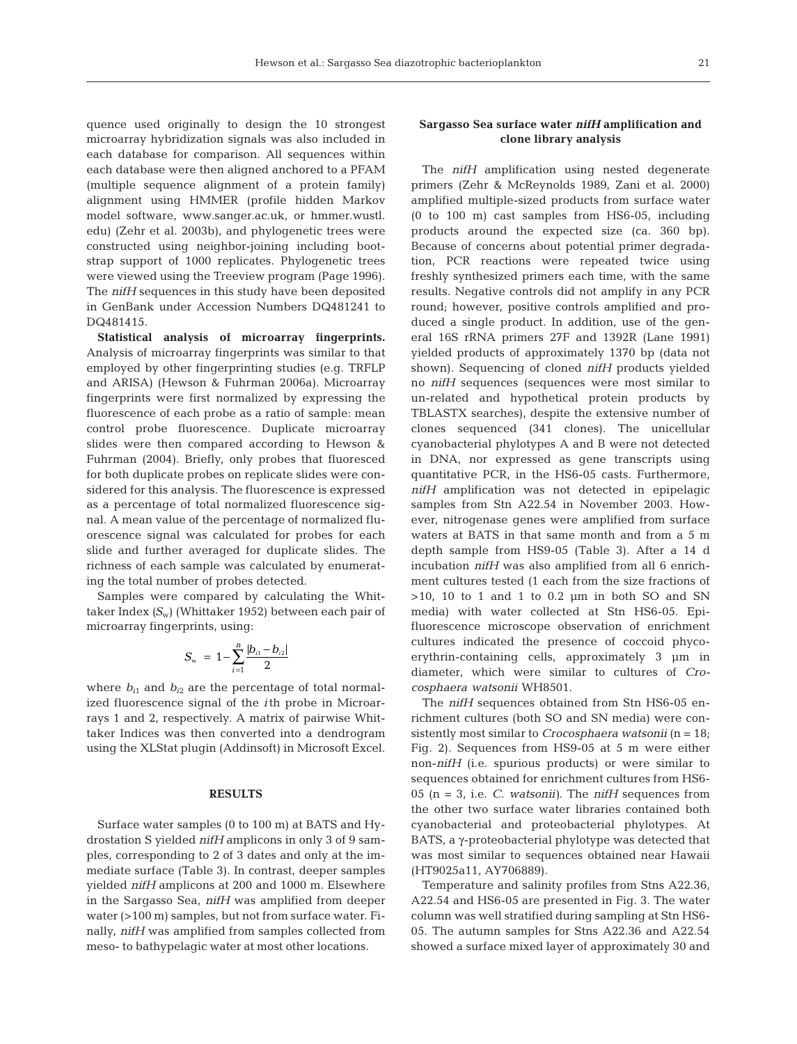quence used originally to design the 10 strongest microarray hybridization signals was also included in each database for comparison. All sequences within each database were then aligned anchored to a PFAM (multiple sequence alignment of a protein family) alignment using HMMER (profile hidden Markov model software, www.sanger.ac.uk, or hmmer.wustl.edu) (Zehr et al. 2003b), and phylogenetic trees were constructed using neighbor-joining including bootstrap support of 1000 replicates. Phylogenetic trees were viewed using the Treeview program (Page 1996). The *nifH* sequences in this study have been deposited in GenBank under Accession Numbers DQ481241 to DQ481415.

**Statistical analysis of microarray fingerprints.** Analysis of microarray fingerprints was similar to that employed by other fingerprinting studies (e.g. TRFLP and ARISA) (Hewson & Fuhrman 2006a). Microarray fingerprints were first normalized by expressing the fluorescence of each probe as a ratio of sample: mean control probe fluorescence. Duplicate microarray slides were then compared according to Hewson & Fuhrman (2004). Briefly, only probes that fluoresced for both duplicate probes on replicate slides were considered for this analysis. The fluorescence is expressed as a percentage of total normalized fluorescence signal. A mean value of the percentage of normalized fluorescence signal was calculated for probes for each slide and further averaged for duplicate slides. The richness of each sample was calculated by enumerating the total number of probes detected.

Samples were compared by calculating the Whittaker Index ($S_w$) (Whittaker 1952) between each pair of microarray fingerprints, using:

$$S_w = 1 - \sum_{i=1}^{n} \frac{|b_{i1} - b_{i2}|}{2}$$

where $b_{i1}$ and $b_{i2}$ are the percentage of total normalized fluorescence signal of the $i$th probe in Microarrays 1 and 2, respectively. A matrix of pairwise Whittaker Indices was then converted into a dendrogram using the XLStat plugin (Addinsoft) in Microsoft Excel.

## RESULTS

Surface water samples (0 to 100 m) at BATS and Hydrostation S yielded *nifH* amplicons in only 3 of 9 samples, corresponding to 2 of 3 dates and only at the immediate surface (Table 3). In contrast, deeper samples yielded *nifH* amplicons at 200 and 1000 m. Elsewhere in the Sargasso Sea, *nifH* was amplified from deeper water (>100 m) samples, but not from surface water. Finally, *nifH* was amplified from samples collected from meso- to bathypelagic water at most other locations.

### Sargasso Sea surface water *nifH* amplification and clone library analysis

The *nifH* amplification using nested degenerate primers (Zehr & McReynolds 1989, Zani et al. 2000) amplified multiple-sized products from surface water (0 to 100 m) cast samples from HS6-05, including products around the expected size (ca. 360 bp). Because of concerns about potential primer degradation, PCR reactions were repeated twice using freshly synthesized primers each time, with the same results. Negative controls did not amplify in any PCR round; however, positive controls amplified and produced a single product. In addition, use of the general 16S rRNA primers 27F and 1392R (Lane 1991) yielded products of approximately 1370 bp (data not shown). Sequencing of cloned *nifH* products yielded no *nifH* sequences (sequences were most similar to un-related and hypothetical protein products by TBLASTX searches), despite the extensive number of clones sequenced (341 clones). The unicellular cyanobacterial phylotypes A and B were not detected in DNA, nor expressed as gene transcripts using quantitative PCR, in the HS6-05 casts. Furthermore, *nifH* amplification was not detected in epipelagic samples from Stn A22.54 in November 2003. However, nitrogenase genes were amplified from surface waters at BATS in that same month and from a 5 m depth sample from HS9-05 (Table 3). After a 14 d incubation *nifH* was also amplified from all 6 enrichment cultures tested (1 each from the size fractions of >10, 10 to 1 and 1 to 0.2 µm in both SO and SN media) with water collected at Stn HS6-05. Epifluorescence microscope observation of enrichment cultures indicated the presence of coccoid phycoerythrin-containing cells, approximately 3 µm in diameter, which were similar to cultures of *Crocosphaera watsonii* WH8501.

The *nifH* sequences obtained from Stn HS6-05 enrichment cultures (both SO and SN media) were consistently most similar to *Crocosphaera watsonii* (n = 18; Fig. 2). Sequences from HS9-05 at 5 m were either non-*nifH* (i.e. spurious products) or were similar to sequences obtained for enrichment cultures from HS6-05 (n = 3, i.e. *C. watsonii*). The *nifH* sequences from the other two surface water libraries contained both cyanobacterial and proteobacterial phylotypes. At BATS, a γ-proteobacterial phylotype was detected that was most similar to sequences obtained near Hawaii (HT9025a11, AY706889).

Temperature and salinity profiles from Stns A22.36, A22.54 and HS6-05 are presented in Fig. 3. The water column was well stratified during sampling at Stn HS6-05. The autumn samples for Stns A22.36 and A22.54 showed a surface mixed layer of approximately 30 and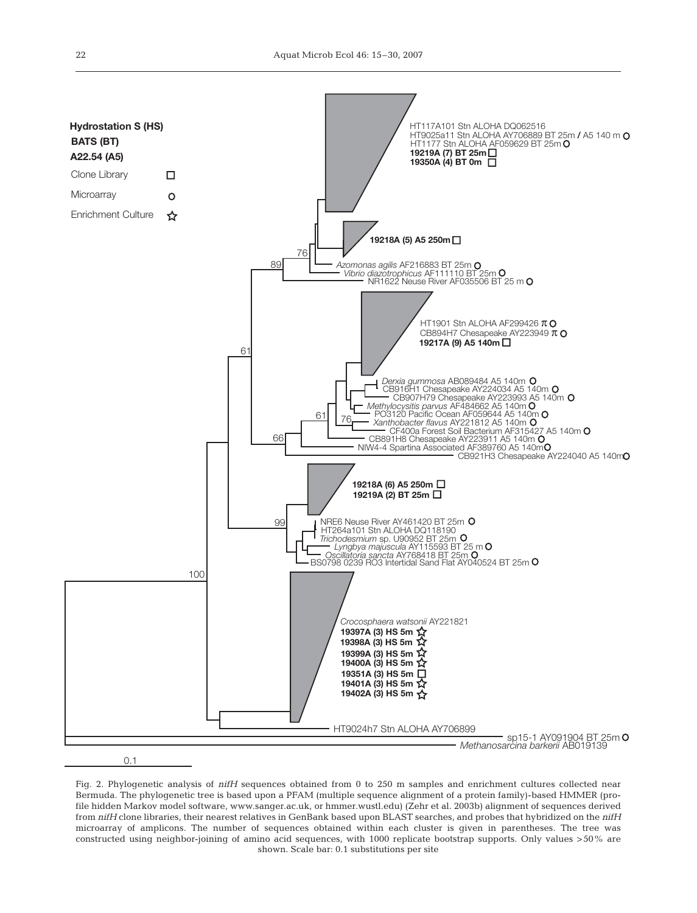Fig. 2. Phylogenetic analysis of *nifH* sequences obtained from 0 to 250 m samples and enrichment cultures collected near Bermuda. The phylogenetic tree is based upon a PFAM (multiple sequence alignment of a protein family)-based HMMER (profile hidden Markov model software, www.sanger.ac.uk, or hmmer.wustl.edu) (Zehr et al. 2003b) alignment of sequences derived from *nifH* clone libraries, their nearest relatives in GenBank based upon BLAST searches, and probes that hybridized on the *nifH* microarray of amplicons. The number of sequences obtained within each cluster is given in parentheses. The tree was constructed using neighbor-joining of amino acid sequences, with 1000 replicate bootstrap supports. Only values >50% are shown. Scale bar: 0.1 substitutions per site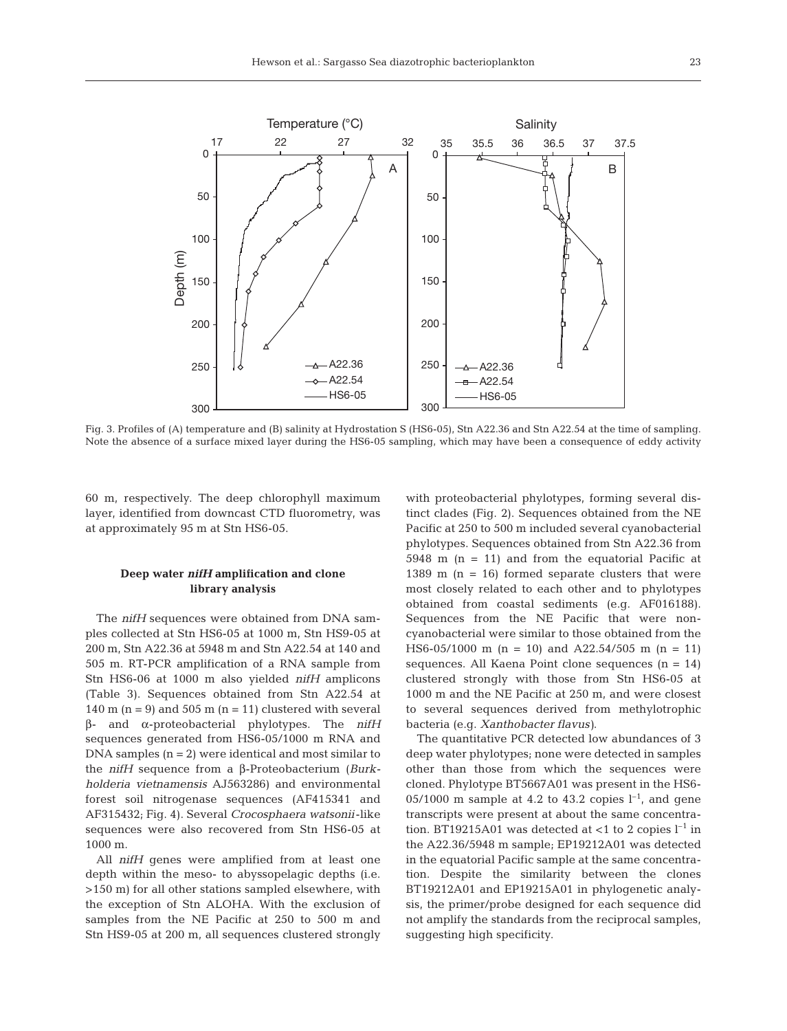Fig. 3. Profiles of (A) temperature and (B) salinity at Hydrostation S (HS6-05), Stn A22.36 and Stn A22.54 at the time of sampling. Note the absence of a surface mixed layer during the HS6-05 sampling, which may have been a consequence of eddy activity

60 m, respectively. The deep chlorophyll maximum layer, identified from downcast CTD fluorometry, was at approximately 95 m at Stn HS6-05.

### Deep water *nifH* amplification and clone library analysis

The *nifH* sequences were obtained from DNA samples collected at Stn HS6-05 at 1000 m, Stn HS9-05 at 200 m, Stn A22.36 at 5948 m and Stn A22.54 at 140 and 505 m. RT-PCR amplification of a RNA sample from Stn HS6-06 at 1000 m also yielded *nifH* amplicons (Table 3). Sequences obtained from Stn A22.54 at 140 m (n = 9) and 505 m (n = 11) clustered with several β- and α-proteobacterial phylotypes. The *nifH* sequences generated from HS6-05/1000 m RNA and DNA samples (n = 2) were identical and most similar to the *nifH* sequence from a β-Proteobacterium (*Burkholderia vietnamensis* AJ563286) and environmental forest soil nitrogenase sequences (AF415341 and AF315432; Fig. 4). Several *Crocosphaera watsonii*-like sequences were also recovered from Stn HS6-05 at 1000 m.

All *nifH* genes were amplified from at least one depth within the meso- to abyssopelagic depths (i.e. >150 m) for all other stations sampled elsewhere, with the exception of Stn ALOHA. With the exclusion of samples from the NE Pacific at 250 to 500 m and Stn HS9-05 at 200 m, all sequences clustered strongly with proteobacterial phylotypes, forming several distinct clades (Fig. 2). Sequences obtained from the NE Pacific at 250 to 500 m included several cyanobacterial phylotypes. Sequences obtained from Stn A22.36 from 5948 m (n = 11) and from the equatorial Pacific at 1389 m (n = 16) formed separate clusters that were most closely related to each other and to phylotypes obtained from coastal sediments (e.g. AF016188). Sequences from the NE Pacific that were non-cyanobacterial were similar to those obtained from the HS6-05/1000 m (n = 10) and A22.54/505 m (n = 11) sequences. All Kaena Point clone sequences (n = 14) clustered strongly with those from Stn HS6-05 at 1000 m and the NE Pacific at 250 m, and were closest to several sequences derived from methylotrophic bacteria (e.g. *Xanthobacter flavus*).

The quantitative PCR detected low abundances of 3 deep water phylotypes; none were detected in samples other than those from which the sequences were cloned. Phylotype BT5667A01 was present in the HS6-05/1000 m sample at 4.2 to 43.2 copies $l^{-1}$, and gene transcripts were present at about the same concentration. BT19215A01 was detected at <1 to 2 copies $l^{-1}$ in the A22.36/5948 m sample; EP19212A01 was detected in the equatorial Pacific sample at the same concentration. Despite the similarity between the clones BT19212A01 and EP19215A01 in phylogenetic analysis, the primer/probe designed for each sequence did not amplify the standards from the reciprocal samples, suggesting high specificity.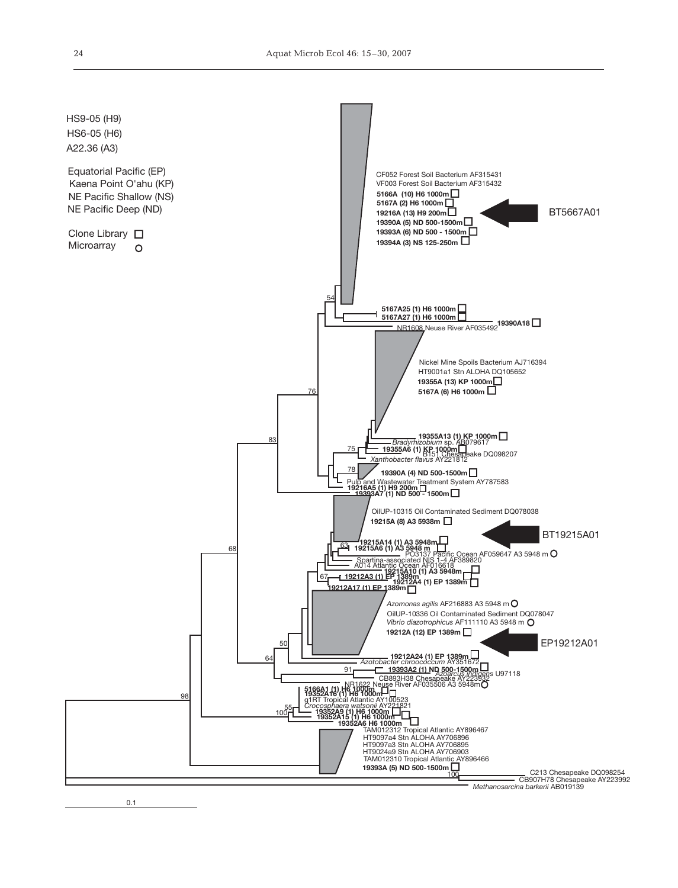HS9-05 (H9)
HS6-05 (H6)
A22.36 (A3)

Equatorial Pacific (EP)
Kaena Point O'ahu (KP)
NE Pacific Shallow (NS)
NE Pacific Deep (ND)

Clone Library □
Microarray ○

CF052 Forest Soil Bacterium AF315431
VF003 Forest Soil Bacterium AF315432
**5166A (10) H6 1000m** □
**5167A (2) H6 1000m** □
**19216A (13) H9 200m** □
**19390A (5) ND 500-1500m** □
**19393A (6) ND 500 - 1500m** □
**19394A (3) NS 125-250m** □

BT5667A01

54
**5167A25 (1) H6 1000m** □
**5167A27 (1) H6 1000m** □
**19390A18** □
NR1608 Neuse River AF035492

Nickel Mine Spoils Bacterium AJ716394
HT9001a1 Stn ALOHA DQ105652
**19355A (13) KP 1000m** □
**5167A (6) H6 1000m** □

76
83
**19355A13 (1) KP 1000m** □
*Bradyrhizobium* sp. AB079617
75
**19355A6 (1) KP 1000m** □
B151 Chesapeake DQ098207
*Xanthobacter flavus* AY221812
78
**19390A (4) ND 500-1500m** □
Pulp and Wastewater Treatment System AY787583
**19216A5 (1) H9 200m** □
**19393A7 (1) ND 500 - 1500m** □

OilUP-10315 Oil Contaminated Sediment DQ078038
**19215A (8) A3 5938m** □

BT19215A01

68
63
**19215A14 (1) A3 5948m** □
**19215A6 (1) A3 5948 m** □
PO3137 Pacific Ocean AF059647 A3 5948 m ○
Spartina-associated NIS 1-4 AF389820
A014 Atlantic Ocean AF016618
**19215A10 (1) A3 5948m** □
67
**19212A3 (1) EP 1389m** □
**19212A4 (1) EP 1389m** □
**19212A17 (1) EP 1389m** □

*Azomonas agilis* AF216883 A3 5948 m ○
OilUP-10336 Oil Contaminated Sediment DQ078047
*Vibrio diazotrophicus* AF111110 A3 5948 m ○
**19212A (12) EP 1389m** □

EP19212A01

50
64
**19212A24 (1) EP 1389m** □
*Azotobacter chroococcum* AY351672
91
**19393A2 (1) ND 500-1500m** □
*Azoarcus indigens* U97118
CB893H38 Chesapeake AY223932
NR1622 Neuse River AF035506 A3 5948m ○

98
**5166A1 (1) H6 1000m** □
**19352A16 (1) H6 1000m** □
g1RT Tropical Atlantic AY100523
*Crocosphaera watsonii* AY221821
55
100
**19352A9 (1) H6 1000m** □
**19352A15 (1) H6 1000m** □
**19352A6 H6 1000m** □

TAM012312 Tropical Atlantic AY896467
HT9097a4 Stn ALOHA AY706896
HT9097a3 Stn ALOHA AY706895
HT9024a9 Stn ALOHA AY706903
TAM012310 Tropical Atlantic AY896466
**19393A (5) ND 500-1500m** □

100
C213 Chesapeake DQ098254
CB907H78 Chesapeake AY223992
*Methanosarcina barkerii* AB019139

0.1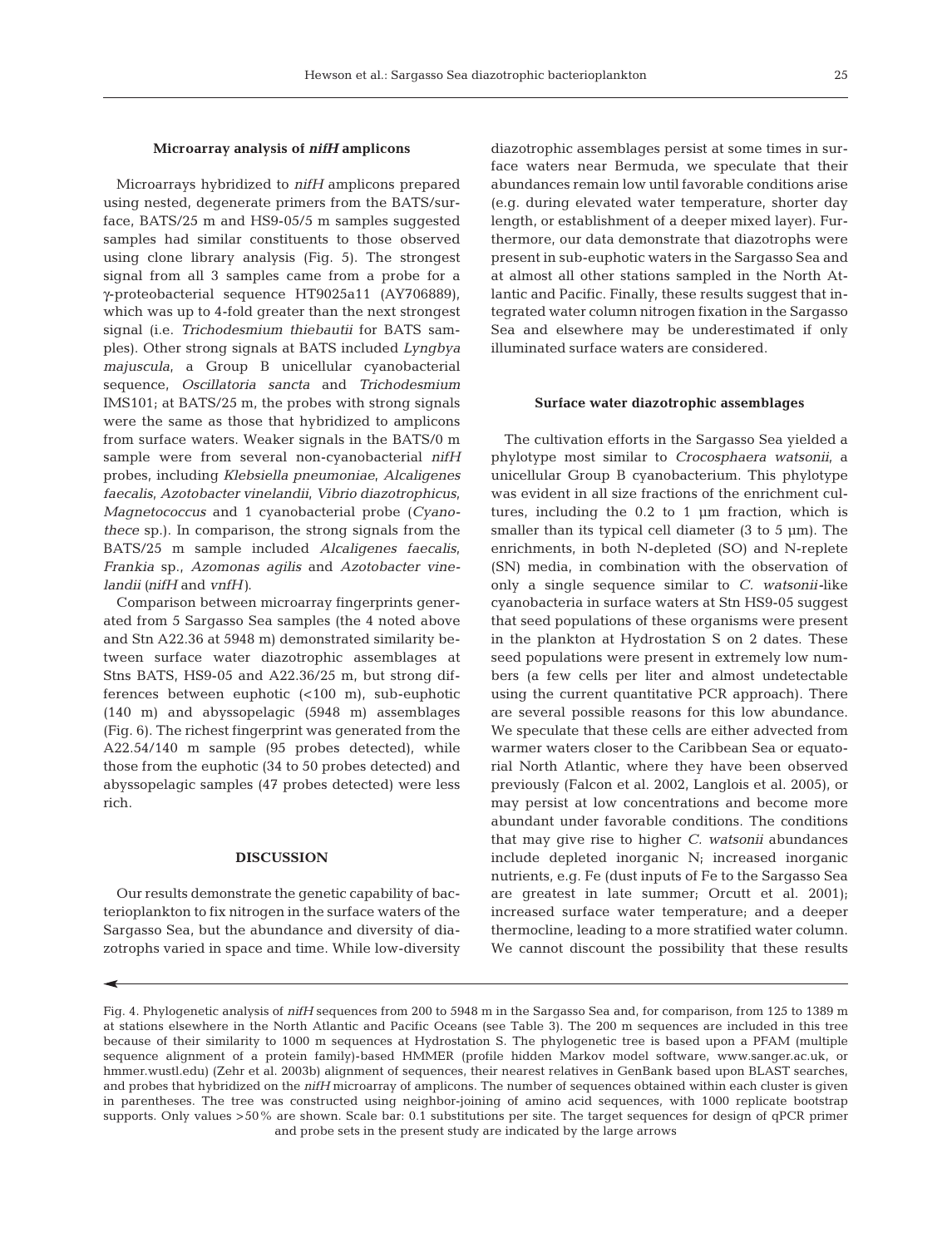### Microarray analysis of *nifH* amplicons

Microarrays hybridized to *nifH* amplicons prepared using nested, degenerate primers from the BATS/surface, BATS/25 m and HS9-05/5 m samples suggested samples had similar constituents to those observed using clone library analysis (Fig. 5). The strongest signal from all 3 samples came from a probe for a γ-proteobacterial sequence HT9025a11 (AY706889), which was up to 4-fold greater than the next strongest signal (i.e. *Trichodesmium thiebautii* for BATS samples). Other strong signals at BATS included *Lyngbya majuscula*, a Group B unicellular cyanobacterial sequence, *Oscillatoria sancta* and *Trichodesmium* IMS101; at BATS/25 m, the probes with strong signals were the same as those that hybridized to amplicons from surface waters. Weaker signals in the BATS/0 m sample were from several non-cyanobacterial *nifH* probes, including *Klebsiella pneumoniae*, *Alcaligenes faecalis*, *Azotobacter vinelandii*, *Vibrio diazotrophicus*, *Magnetococcus* and 1 cyanobacterial probe (*Cyanothece* sp.). In comparison, the strong signals from the BATS/25 m sample included *Alcaligenes faecalis*, *Frankia* sp., *Azomonas agilis* and *Azotobacter vinelandii* (*nifH* and *vnfH*).

Comparison between microarray fingerprints generated from 5 Sargasso Sea samples (the 4 noted above and Stn A22.36 at 5948 m) demonstrated similarity between surface water diazotrophic assemblages at Stns BATS, HS9-05 and A22.36/25 m, but strong differences between euphotic (<100 m), sub-euphotic (140 m) and abyssopelagic (5948 m) assemblages (Fig. 6). The richest fingerprint was generated from the A22.54/140 m sample (95 probes detected), while those from the euphotic (34 to 50 probes detected) and abyssopelagic samples (47 probes detected) were less rich.

## DISCUSSION

Our results demonstrate the genetic capability of bacterioplankton to fix nitrogen in the surface waters of the Sargasso Sea, but the abundance and diversity of diazotrophs varied in space and time. While low-diversity diazotrophic assemblages persist at some times in surface waters near Bermuda, we speculate that their abundances remain low until favorable conditions arise (e.g. during elevated water temperature, shorter day length, or establishment of a deeper mixed layer). Furthermore, our data demonstrate that diazotrophs were present in sub-euphotic waters in the Sargasso Sea and at almost all other stations sampled in the North Atlantic and Pacific. Finally, these results suggest that integrated water column nitrogen fixation in the Sargasso Sea and elsewhere may be underestimated if only illuminated surface waters are considered.

### Surface water diazotrophic assemblages

The cultivation efforts in the Sargasso Sea yielded a phylotype most similar to *Crocosphaera watsonii*, a unicellular Group B cyanobacterium. This phylotype was evident in all size fractions of the enrichment cultures, including the 0.2 to 1 µm fraction, which is smaller than its typical cell diameter (3 to 5 µm). The enrichments, in both N-depleted (SO) and N-replete (SN) media, in combination with the observation of only a single sequence similar to *C. watsonii*-like cyanobacteria in surface waters at Stn HS9-05 suggest that seed populations of these organisms were present in the plankton at Hydrostation S on 2 dates. These seed populations were present in extremely low numbers (a few cells per liter and almost undetectable using the current quantitative PCR approach). There are several possible reasons for this low abundance. We speculate that these cells are either advected from warmer waters closer to the Caribbean Sea or equatorial North Atlantic, where they have been observed previously (Falcon et al. 2002, Langlois et al. 2005), or may persist at low concentrations and become more abundant under favorable conditions. The conditions that may give rise to higher *C. watsonii* abundances include depleted inorganic N; increased inorganic nutrients, e.g. Fe (dust inputs of Fe to the Sargasso Sea are greatest in late summer; Orcutt et al. 2001); increased surface water temperature; and a deeper thermocline, leading to a more stratified water column. We cannot discount the possibility that these results

Fig. 4. Phylogenetic analysis of *nifH* sequences from 200 to 5948 m in the Sargasso Sea and, for comparison, from 125 to 1389 m at stations elsewhere in the North Atlantic and Pacific Oceans (see Table 3). The 200 m sequences are included in this tree because of their similarity to 1000 m sequences at Hydrostation S. The phylogenetic tree is based upon a PFAM (multiple sequence alignment of a protein family)-based HMMER (profile hidden Markov model software, www.sanger.ac.uk, or hmmer.wustl.edu) (Zehr et al. 2003b) alignment of sequences, their nearest relatives in GenBank based upon BLAST searches, and probes that hybridized on the *nifH* microarray of amplicons. The number of sequences obtained within each cluster is given in parentheses. The tree was constructed using neighbor-joining of amino acid sequences, with 1000 replicate bootstrap supports. Only values >50% are shown. Scale bar: 0.1 substitutions per site. The target sequences for design of qPCR primer and probe sets in the present study are indicated by the large arrows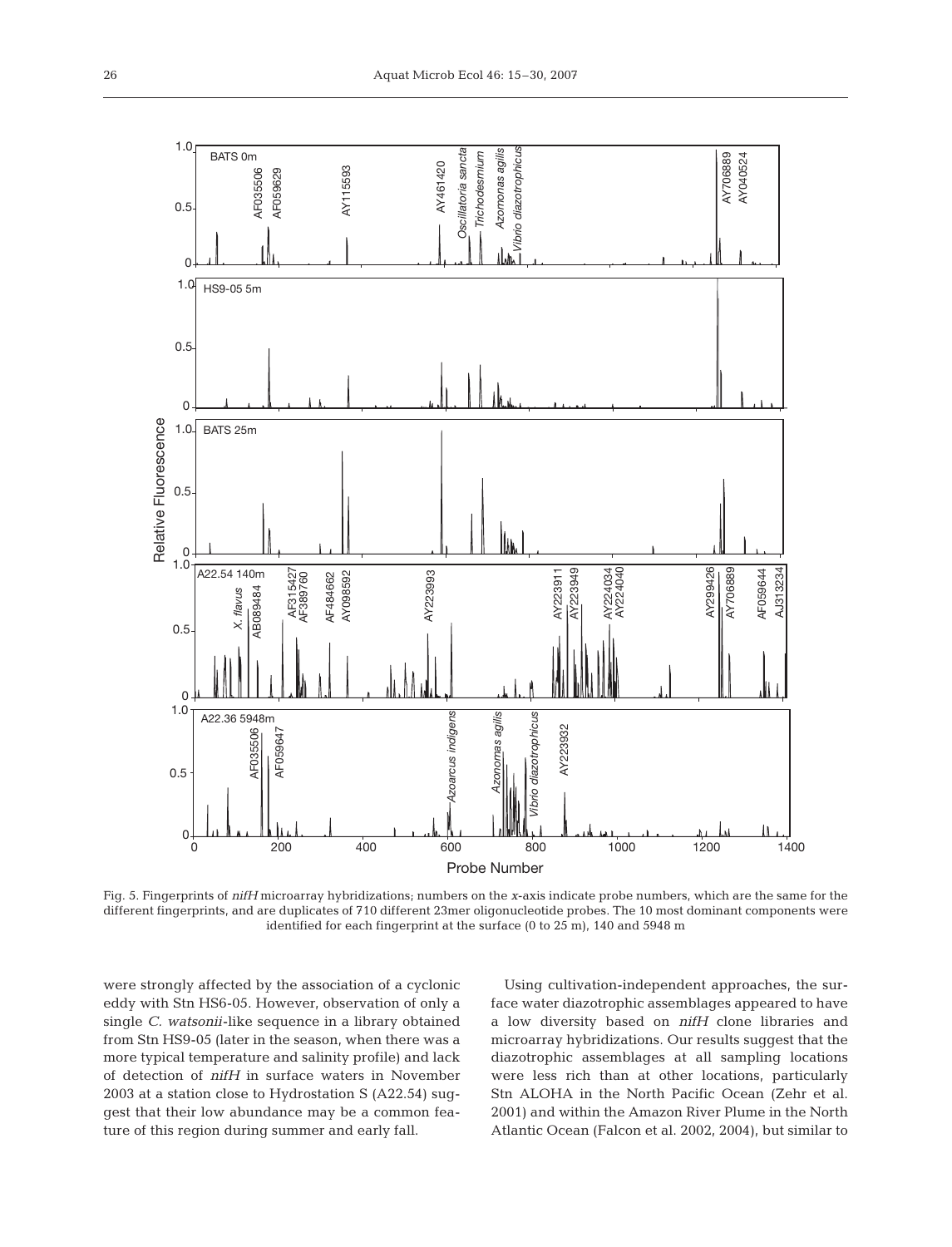Fig. 5. Fingerprints of *nifH* microarray hybridizations; numbers on the *x*-axis indicate probe numbers, which are the same for the different fingerprints, and are duplicates of 710 different 23mer oligonucleotide probes. The 10 most dominant components were identified for each fingerprint at the surface (0 to 25 m), 140 and 5948 m

were strongly affected by the association of a cyclonic eddy with Stn HS6-05. However, observation of only a single *C. watsonii*-like sequence in a library obtained from Stn HS9-05 (later in the season, when there was a more typical temperature and salinity profile) and lack of detection of *nifH* in surface waters in November 2003 at a station close to Hydrostation S (A22.54) suggest that their low abundance may be a common feature of this region during summer and early fall.

Using cultivation-independent approaches, the surface water diazotrophic assemblages appeared to have a low diversity based on *nifH* clone libraries and microarray hybridizations. Our results suggest that the diazotrophic assemblages at all sampling locations were less rich than at other locations, particularly Stn ALOHA in the North Pacific Ocean (Zehr et al. 2001) and within the Amazon River Plume in the North Atlantic Ocean (Falcon et al. 2002, 2004), but similar to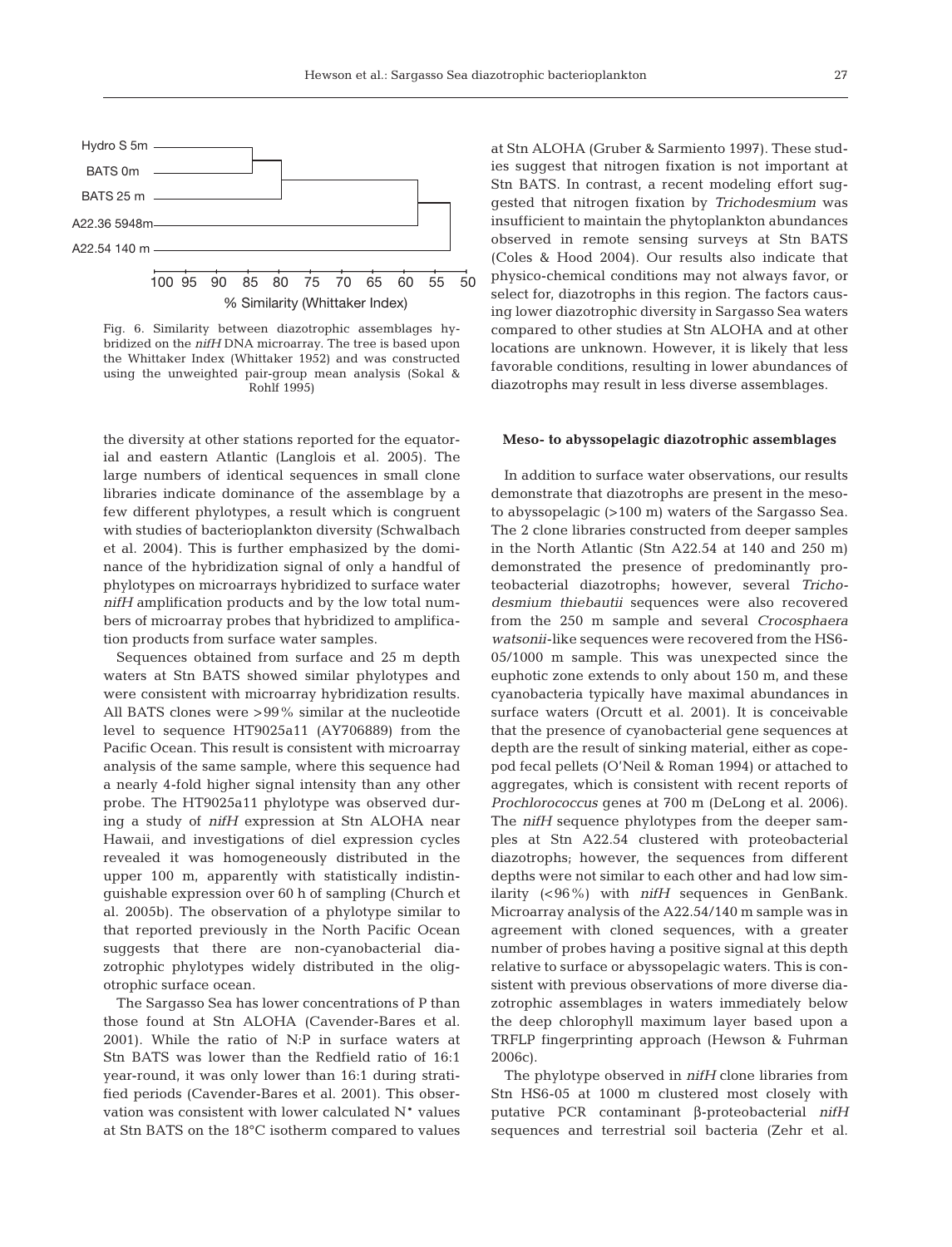Fig. 6. Similarity between diazotrophic assemblages hybridized on the *nifH* DNA microarray. The tree is based upon the Whittaker Index (Whittaker 1952) and was constructed using the unweighted pair-group mean analysis (Sokal & Rohlf 1995)

the diversity at other stations reported for the equatorial and eastern Atlantic (Langlois et al. 2005). The large numbers of identical sequences in small clone libraries indicate dominance of the assemblage by a few different phylotypes, a result which is congruent with studies of bacterioplankton diversity (Schwalbach et al. 2004). This is further emphasized by the dominance of the hybridization signal of only a handful of phylotypes on microarrays hybridized to surface water *nifH* amplification products and by the low total numbers of microarray probes that hybridized to amplification products from surface water samples.

Sequences obtained from surface and 25 m depth waters at Stn BATS showed similar phylotypes and were consistent with microarray hybridization results. All BATS clones were >99% similar at the nucleotide level to sequence HT9025a11 (AY706889) from the Pacific Ocean. This result is consistent with microarray analysis of the same sample, where this sequence had a nearly 4-fold higher signal intensity than any other probe. The HT9025a11 phylotype was observed during a study of *nifH* expression at Stn ALOHA near Hawaii, and investigations of diel expression cycles revealed it was homogeneously distributed in the upper 100 m, apparently with statistically indistinguishable expression over 60 h of sampling (Church et al. 2005b). The observation of a phylotype similar to that reported previously in the North Pacific Ocean suggests that there are non-cyanobacterial diazotrophic phylotypes widely distributed in the oligotrophic surface ocean.

The Sargasso Sea has lower concentrations of P than those found at Stn ALOHA (Cavender-Bares et al. 2001). While the ratio of N:P in surface waters at Stn BATS was lower than the Redfield ratio of 16:1 year-round, it was only lower than 16:1 during stratified periods (Cavender-Bares et al. 2001). This observation was consistent with lower calculated $N^*$ values at Stn BATS on the 18°C isotherm compared to values at Stn ALOHA (Gruber & Sarmiento 1997). These studies suggest that nitrogen fixation is not important at Stn BATS. In contrast, a recent modeling effort suggested that nitrogen fixation by *Trichodesmium* was insufficient to maintain the phytoplankton abundances observed in remote sensing surveys at Stn BATS (Coles & Hood 2004). Our results also indicate that physico-chemical conditions may not always favor, or select for, diazotrophs in this region. The factors causing lower diazotrophic diversity in Sargasso Sea waters compared to other studies at Stn ALOHA and at other locations are unknown. However, it is likely that less favorable conditions, resulting in lower abundances of diazotrophs may result in less diverse assemblages.

### Meso- to abyssopelagic diazotrophic assemblages

In addition to surface water observations, our results demonstrate that diazotrophs are present in the meso- to abyssopelagic (>100 m) waters of the Sargasso Sea. The 2 clone libraries constructed from deeper samples in the North Atlantic (Stn A22.54 at 140 and 250 m) demonstrated the presence of predominantly proteobacterial diazotrophs; however, several *Trichodesmium thiebautii* sequences were also recovered from the 250 m sample and several *Crocosphaera watsonii*-like sequences were recovered from the HS6-05/1000 m sample. This was unexpected since the euphotic zone extends to only about 150 m, and these cyanobacteria typically have maximal abundances in surface waters (Orcutt et al. 2001). It is conceivable that the presence of cyanobacterial gene sequences at depth are the result of sinking material, either as copepod fecal pellets (O'Neil & Roman 1994) or attached to aggregates, which is consistent with recent reports of *Prochlorococcus* genes at 700 m (DeLong et al. 2006). The *nifH* sequence phylotypes from the deeper samples at Stn A22.54 clustered with proteobacterial diazotrophs; however, the sequences from different depths were not similar to each other and had low similarity (<96%) with *nifH* sequences in GenBank. Microarray analysis of the A22.54/140 m sample was in agreement with cloned sequences, with a greater number of probes having a positive signal at this depth relative to surface or abyssopelagic waters. This is consistent with previous observations of more diverse diazotrophic assemblages in waters immediately below the deep chlorophyll maximum layer based upon a TRFLP fingerprinting approach (Hewson & Fuhrman 2006c).

The phylotype observed in *nifH* clone libraries from Stn HS6-05 at 1000 m clustered most closely with putative PCR contaminant β-proteobacterial *nifH* sequences and terrestrial soil bacteria (Zehr et al.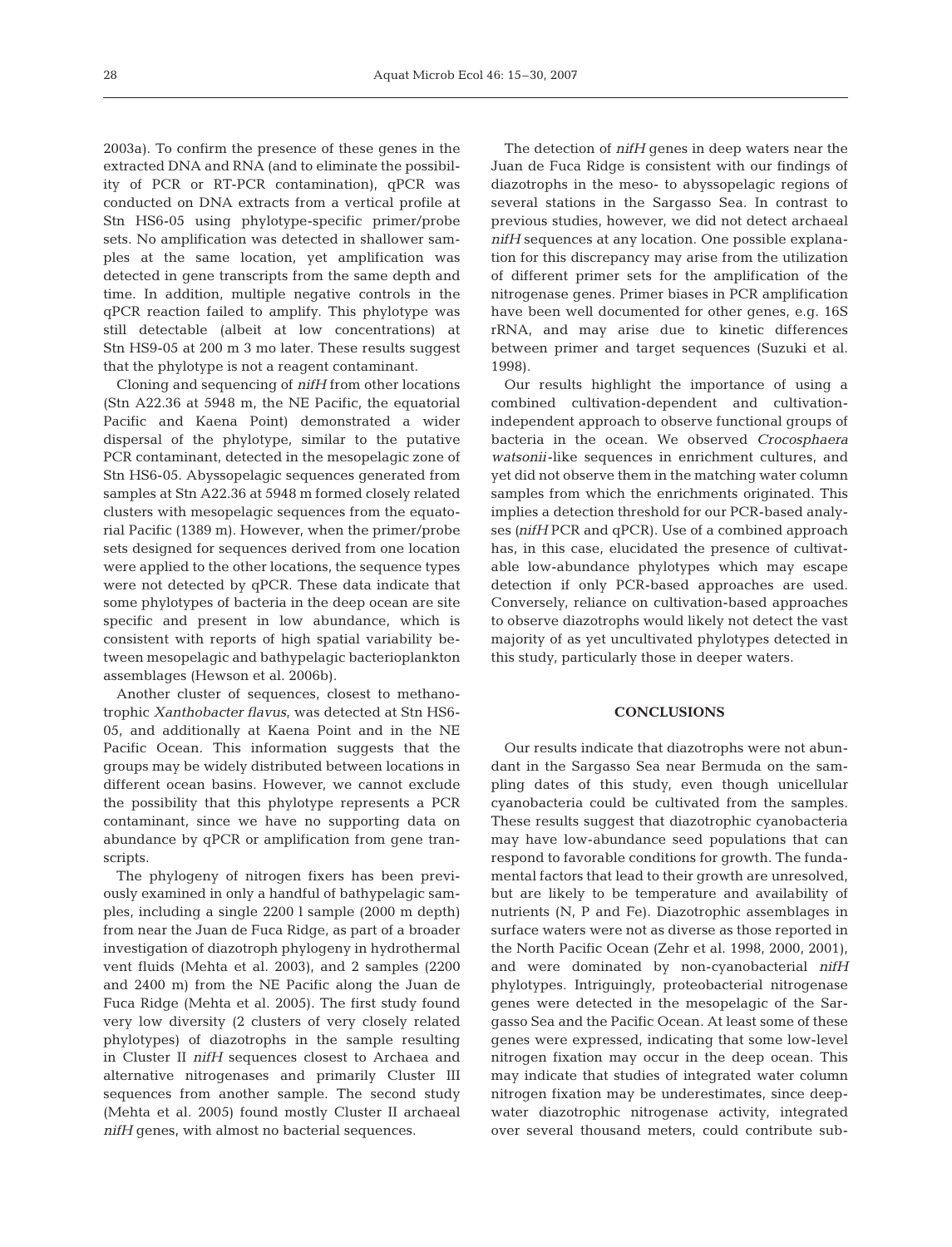2003a). To confirm the presence of these genes in the extracted DNA and RNA (and to eliminate the possibility of PCR or RT-PCR contamination), qPCR was conducted on DNA extracts from a vertical profile at Stn HS6-05 using phylotype-specific primer/probe sets. No amplification was detected in shallower samples at the same location, yet amplification was detected in gene transcripts from the same depth and time. In addition, multiple negative controls in the qPCR reaction failed to amplify. This phylotype was still detectable (albeit at low concentrations) at Stn HS9-05 at 200 m 3 mo later. These results suggest that the phylotype is not a reagent contaminant.

Cloning and sequencing of *nifH* from other locations (Stn A22.36 at 5948 m, the NE Pacific, the equatorial Pacific and Kaena Point) demonstrated a wider dispersal of the phylotype, similar to the putative PCR contaminant, detected in the mesopelagic zone of Stn HS6-05. Abyssopelagic sequences generated from samples at Stn A22.36 at 5948 m formed closely related clusters with mesopelagic sequences from the equatorial Pacific (1389 m). However, when the primer/probe sets designed for sequences derived from one location were applied to the other locations, the sequence types were not detected by qPCR. These data indicate that some phylotypes of bacteria in the deep ocean are site specific and present in low abundance, which is consistent with reports of high spatial variability between mesopelagic and bathypelagic bacterioplankton assemblages (Hewson et al. 2006b).

Another cluster of sequences, closest to methanotrophic *Xanthobacter flavus*, was detected at Stn HS6-05, and additionally at Kaena Point and in the NE Pacific Ocean. This information suggests that the groups may be widely distributed between locations in different ocean basins. However, we cannot exclude the possibility that this phylotype represents a PCR contaminant, since we have no supporting data on abundance by qPCR or amplification from gene transcripts.

The phylogeny of nitrogen fixers has been previously examined in only a handful of bathypelagic samples, including a single 2200 l sample (2000 m depth) from near the Juan de Fuca Ridge, as part of a broader investigation of diazotroph phylogeny in hydrothermal vent fluids (Mehta et al. 2003), and 2 samples (2200 and 2400 m) from the NE Pacific along the Juan de Fuca Ridge (Mehta et al. 2005). The first study found very low diversity (2 clusters of very closely related phylotypes) of diazotrophs in the sample resulting in Cluster II *nifH* sequences closest to Archaea and alternative nitrogenases and primarily Cluster III sequences from another sample. The second study (Mehta et al. 2005) found mostly Cluster II archaeal *nifH* genes, with almost no bacterial sequences.

The detection of *nifH* genes in deep waters near the Juan de Fuca Ridge is consistent with our findings of diazotrophs in the meso- to abyssopelagic regions of several stations in the Sargasso Sea. In contrast to previous studies, however, we did not detect archaeal *nifH* sequences at any location. One possible explanation for this discrepancy may arise from the utilization of different primer sets for the amplification of the nitrogenase genes. Primer biases in PCR amplification have been well documented for other genes, e.g. 16S rRNA, and may arise due to kinetic differences between primer and target sequences (Suzuki et al. 1998).

Our results highlight the importance of using a combined cultivation-dependent and cultivation-independent approach to observe functional groups of bacteria in the ocean. We observed *Crocosphaera watsonii*-like sequences in enrichment cultures, and yet did not observe them in the matching water column samples from which the enrichments originated. This implies a detection threshold for our PCR-based analyses (*nifH* PCR and qPCR). Use of a combined approach has, in this case, elucidated the presence of cultivatable low-abundance phylotypes which may escape detection if only PCR-based approaches are used. Conversely, reliance on cultivation-based approaches to observe diazotrophs would likely not detect the vast majority of as yet uncultivated phylotypes detected in this study, particularly those in deeper waters.

## CONCLUSIONS

Our results indicate that diazotrophs were not abundant in the Sargasso Sea near Bermuda on the sampling dates of this study, even though unicellular cyanobacteria could be cultivated from the samples. These results suggest that diazotrophic cyanobacteria may have low-abundance seed populations that can respond to favorable conditions for growth. The fundamental factors that lead to their growth are unresolved, but are likely to be temperature and availability of nutrients (N, P and Fe). Diazotrophic assemblages in surface waters were not as diverse as those reported in the North Pacific Ocean (Zehr et al. 1998, 2000, 2001), and were dominated by non-cyanobacterial *nifH* phylotypes. Intriguingly, proteobacterial nitrogenase genes were detected in the mesopelagic of the Sargasso Sea and the Pacific Ocean. At least some of these genes were expressed, indicating that some low-level nitrogen fixation may occur in the deep ocean. This may indicate that studies of integrated water column nitrogen fixation may be underestimates, since deep-water diazotrophic nitrogenase activity, integrated over several thousand meters, could contribute sub-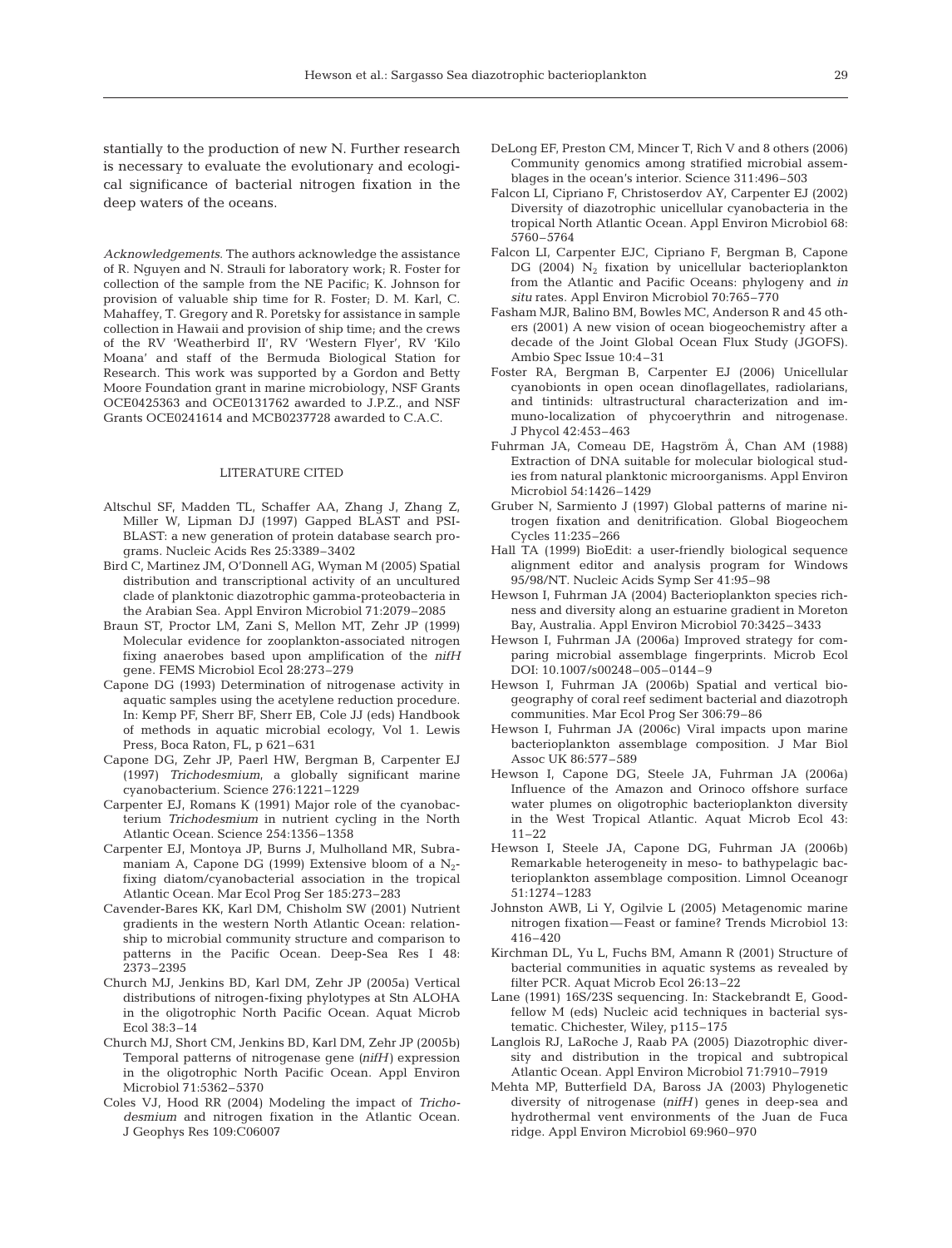stantially to the production of new N. Further research is necessary to evaluate the evolutionary and ecological significance of bacterial nitrogen fixation in the deep waters of the oceans.

*Acknowledgements*. The authors acknowledge the assistance of R. Nguyen and N. Strauli for laboratory work; R. Foster for collection of the sample from the NE Pacific; K. Johnson for provision of valuable ship time for R. Foster; D. M. Karl, C. Mahaffey, T. Gregory and R. Poretsky for assistance in sample collection in Hawaii and provision of ship time; and the crews of the RV 'Weatherbird II', RV 'Western Flyer', RV 'Kilo Moana' and staff of the Bermuda Biological Station for Research. This work was supported by a Gordon and Betty Moore Foundation grant in marine microbiology, NSF Grants OCE0425363 and OCE0131762 awarded to J.P.Z., and NSF Grants OCE0241614 and MCB0237728 awarded to C.A.C.

## LITERATURE CITED

Altschul SF, Madden TL, Schaffer AA, Zhang J, Zhang Z, Miller W, Lipman DJ (1997) Gapped BLAST and PSI-BLAST: a new generation of protein database search programs. Nucleic Acids Res 25:3389–3402

Bird C, Martinez JM, O'Donnell AG, Wyman M (2005) Spatial distribution and transcriptional activity of an uncultured clade of planktonic diazotrophic gamma-proteobacteria in the Arabian Sea. Appl Environ Microbiol 71:2079–2085

Braun ST, Proctor LM, Zani S, Mellon MT, Zehr JP (1999) Molecular evidence for zooplankton-associated nitrogen fixing anaerobes based upon amplification of the *nifH* gene. FEMS Microbiol Ecol 28:273–279

Capone DG (1993) Determination of nitrogenase activity in aquatic samples using the acetylene reduction procedure. In: Kemp PF, Sherr BF, Sherr EB, Cole JJ (eds) Handbook of methods in aquatic microbial ecology, Vol 1. Lewis Press, Boca Raton, FL, p 621–631

Capone DG, Zehr JP, Paerl HW, Bergman B, Carpenter EJ (1997) *Trichodesmium*, a globally significant marine cyanobacterium. Science 276:1221–1229

Carpenter EJ, Romans K (1991) Major role of the cyanobacterium *Trichodesmium* in nutrient cycling in the North Atlantic Ocean. Science 254:1356–1358

Carpenter EJ, Montoya JP, Burns J, Mulholland MR, Subramaniam A, Capone DG (1999) Extensive bloom of a $N_2$-fixing diatom/cyanobacterial association in the tropical Atlantic Ocean. Mar Ecol Prog Ser 185:273–283

Cavender-Bares KK, Karl DM, Chisholm SW (2001) Nutrient gradients in the western North Atlantic Ocean: relationship to microbial community structure and comparison to patterns in the Pacific Ocean. Deep-Sea Res I 48: 2373–2395

Church MJ, Jenkins BD, Karl DM, Zehr JP (2005a) Vertical distributions of nitrogen-fixing phylotypes at Stn ALOHA in the oligotrophic North Pacific Ocean. Aquat Microb Ecol 38:3–14

Church MJ, Short CM, Jenkins BD, Karl DM, Zehr JP (2005b) Temporal patterns of nitrogenase gene (*nifH*) expression in the oligotrophic North Pacific Ocean. Appl Environ Microbiol 71:5362–5370

Coles VJ, Hood RR (2004) Modeling the impact of *Trichodesmium* and nitrogen fixation in the Atlantic Ocean. J Geophys Res 109:C06007

DeLong EF, Preston CM, Mincer T, Rich V and 8 others (2006) Community genomics among stratified microbial assemblages in the ocean's interior. Science 311:496–503

Falcon LI, Cipriano F, Christoserdov AY, Carpenter EJ (2002) Diversity of diazotrophic unicellular cyanobacteria in the tropical North Atlantic Ocean. Appl Environ Microbiol 68: 5760–5764

Falcon LI, Carpenter EJC, Cipriano F, Bergman B, Capone DG (2004) $N_2$ fixation by unicellular bacterioplankton from the Atlantic and Pacific Oceans: phylogeny and *in situ* rates. Appl Environ Microbiol 70:765–770

Fasham MJR, Balino BM, Bowles MC, Anderson R and 45 others (2001) A new vision of ocean biogeochemistry after a decade of the Joint Global Ocean Flux Study (JGOFS). Ambio Spec Issue 10:4–31

Foster RA, Bergman B, Carpenter EJ (2006) Unicellular cyanobionts in open ocean dinoflagellates, radiolarians, and tintinids: ultrastructural characterization and immuno-localization of phycoerythrin and nitrogenase. J Phycol 42:453–463

Fuhrman JA, Comeau DE, Hagström Å, Chan AM (1988) Extraction of DNA suitable for molecular biological studies from natural planktonic microorganisms. Appl Environ Microbiol 54:1426–1429

Gruber N, Sarmiento J (1997) Global patterns of marine nitrogen fixation and denitrification. Global Biogeochem Cycles 11:235–266

Hall TA (1999) BioEdit: a user-friendly biological sequence alignment editor and analysis program for Windows 95/98/NT. Nucleic Acids Symp Ser 41:95–98

Hewson I, Fuhrman JA (2004) Bacterioplankton species richness and diversity along an estuarine gradient in Moreton Bay, Australia. Appl Environ Microbiol 70:3425–3433

Hewson I, Fuhrman JA (2006a) Improved strategy for comparing microbial assemblage fingerprints. Microb Ecol DOI: 10.1007/s00248–005–0144–9

Hewson I, Fuhrman JA (2006b) Spatial and vertical biogeography of coral reef sediment bacterial and diazotroph communities. Mar Ecol Prog Ser 306:79–86

Hewson I, Fuhrman JA (2006c) Viral impacts upon marine bacterioplankton assemblage composition. J Mar Biol Assoc UK 86:577–589

Hewson I, Capone DG, Steele JA, Fuhrman JA (2006a) Influence of the Amazon and Orinoco offshore surface water plumes on oligotrophic bacterioplankton diversity in the West Tropical Atlantic. Aquat Microb Ecol 43: 11–22

Hewson I, Steele JA, Capone DG, Fuhrman JA (2006b) Remarkable heterogeneity in meso- to bathypelagic bacterioplankton assemblage composition. Limnol Oceanogr 51:1274–1283

Johnston AWB, Li Y, Ogilvie L (2005) Metagenomic marine nitrogen fixation—Feast or famine? Trends Microbiol 13: 416–420

Kirchman DL, Yu L, Fuchs BM, Amann R (2001) Structure of bacterial communities in aquatic systems as revealed by filter PCR. Aquat Microb Ecol 26:13–22

Lane (1991) 16S/23S sequencing. In: Stackebrandt E, Goodfellow M (eds) Nucleic acid techniques in bacterial systematic. Chichester, Wiley, p115–175

Langlois RJ, LaRoche J, Raab PA (2005) Diazotrophic diversity and distribution in the tropical and subtropical Atlantic Ocean. Appl Environ Microbiol 71:7910–7919

Mehta MP, Butterfield DA, Baross JA (2003) Phylogenetic diversity of nitrogenase (*nifH*) genes in deep-sea and hydrothermal vent environments of the Juan de Fuca ridge. Appl Environ Microbiol 69:960–970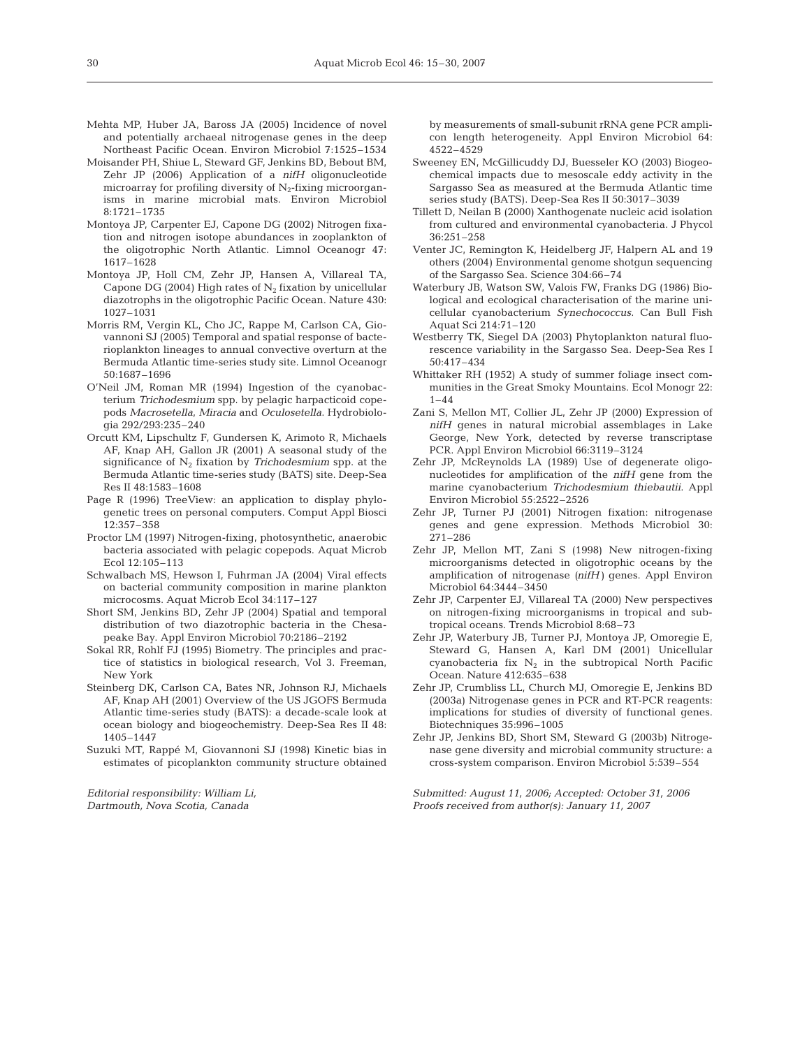Mehta MP, Huber JA, Baross JA (2005) Incidence of novel and potentially archaeal nitrogenase genes in the deep Northeast Pacific Ocean. Environ Microbiol 7:1525–1534

Moisander PH, Shiue L, Steward GF, Jenkins BD, Bebout BM, Zehr JP (2006) Application of a *nifH* oligonucleotide microarray for profiling diversity of $N_2$-fixing microorganisms in marine microbial mats. Environ Microbiol 8:1721–1735

Montoya JP, Carpenter EJ, Capone DG (2002) Nitrogen fixation and nitrogen isotope abundances in zooplankton of the oligotrophic North Atlantic. Limnol Oceanogr 47: 1617–1628

Montoya JP, Holl CM, Zehr JP, Hansen A, Villareal TA, Capone DG (2004) High rates of $N_2$ fixation by unicellular diazotrophs in the oligotrophic Pacific Ocean. Nature 430: 1027–1031

Morris RM, Vergin KL, Cho JC, Rappe M, Carlson CA, Giovannoni SJ (2005) Temporal and spatial response of bacterioplankton lineages to annual convective overturn at the Bermuda Atlantic time-series study site. Limnol Oceanogr 50:1687–1696

O'Neil JM, Roman MR (1994) Ingestion of the cyanobacterium *Trichodesmium* spp. by pelagic harpacticoid copepods *Macrosetella*, *Miracia* and *Oculosetella*. Hydrobiologia 292/293:235–240

Orcutt KM, Lipschultz F, Gundersen K, Arimoto R, Michaels AF, Knap AH, Gallon JR (2001) A seasonal study of the significance of $N_2$ fixation by *Trichodesmium* spp. at the Bermuda Atlantic time-series study (BATS) site. Deep-Sea Res II 48:1583–1608

Page R (1996) TreeView: an application to display phylogenetic trees on personal computers. Comput Appl Biosci 12:357–358

Proctor LM (1997) Nitrogen-fixing, photosynthetic, anaerobic bacteria associated with pelagic copepods. Aquat Microb Ecol 12:105–113

Schwalbach MS, Hewson I, Fuhrman JA (2004) Viral effects on bacterial community composition in marine plankton microcosms. Aquat Microb Ecol 34:117–127

Short SM, Jenkins BD, Zehr JP (2004) Spatial and temporal distribution of two diazotrophic bacteria in the Chesapeake Bay. Appl Environ Microbiol 70:2186–2192

Sokal RR, Rohlf FJ (1995) Biometry. The principles and practice of statistics in biological research, Vol 3. Freeman, New York

Steinberg DK, Carlson CA, Bates NR, Johnson RJ, Michaels AF, Knap AH (2001) Overview of the US JGOFS Bermuda Atlantic time-series study (BATS): a decade-scale look at ocean biology and biogeochemistry. Deep-Sea Res II 48: 1405–1447

Suzuki MT, Rappé M, Giovannoni SJ (1998) Kinetic bias in estimates of picoplankton community structure obtained by measurements of small-subunit rRNA gene PCR amplicon length heterogeneity. Appl Environ Microbiol 64: 4522–4529

Sweeney EN, McGillicuddy DJ, Buesseler KO (2003) Biogeochemical impacts due to mesoscale eddy activity in the Sargasso Sea as measured at the Bermuda Atlantic time series study (BATS). Deep-Sea Res II 50:3017–3039

Tillett D, Neilan B (2000) Xanthogenate nucleic acid isolation from cultured and environmental cyanobacteria. J Phycol 36:251–258

Venter JC, Remington K, Heidelberg JF, Halpern AL and 19 others (2004) Environmental genome shotgun sequencing of the Sargasso Sea. Science 304:66–74

Waterbury JB, Watson SW, Valois FW, Franks DG (1986) Biological and ecological characterisation of the marine unicellular cyanobacterium *Synechococcus*. Can Bull Fish Aquat Sci 214:71–120

Westberry TK, Siegel DA (2003) Phytoplankton natural fluorescence variability in the Sargasso Sea. Deep-Sea Res I 50:417–434

Whittaker RH (1952) A study of summer foliage insect communities in the Great Smoky Mountains. Ecol Monogr 22: 1–44

Zani S, Mellon MT, Collier JL, Zehr JP (2000) Expression of *nifH* genes in natural microbial assemblages in Lake George, New York, detected by reverse transcriptase PCR. Appl Environ Microbiol 66:3119–3124

Zehr JP, McReynolds LA (1989) Use of degenerate oligonucleotides for amplification of the *nifH* gene from the marine cyanobacterium *Trichodesmium thiebautii*. Appl Environ Microbiol 55:2522–2526

Zehr JP, Turner PJ (2001) Nitrogen fixation: nitrogenase genes and gene expression. Methods Microbiol 30: 271–286

Zehr JP, Mellon MT, Zani S (1998) New nitrogen-fixing microorganisms detected in oligotrophic oceans by the amplification of nitrogenase (*nifH*) genes. Appl Environ Microbiol 64:3444–3450

Zehr JP, Carpenter EJ, Villareal TA (2000) New perspectives on nitrogen-fixing microorganisms in tropical and subtropical oceans. Trends Microbiol 8:68–73

Zehr JP, Waterbury JB, Turner PJ, Montoya JP, Omoregie E, Steward G, Hansen A, Karl DM (2001) Unicellular cyanobacteria fix $N_2$ in the subtropical North Pacific Ocean. Nature 412:635–638

Zehr JP, Crumbliss LL, Church MJ, Omoregie E, Jenkins BD (2003a) Nitrogenase genes in PCR and RT-PCR reagents: implications for studies of diversity of functional genes. Biotechniques 35:996–1005

Zehr JP, Jenkins BD, Short SM, Steward G (2003b) Nitrogenase gene diversity and microbial community structure: a cross-system comparison. Environ Microbiol 5:539–554

*Editorial responsibility: William Li, Dartmouth, Nova Scotia, Canada*

*Submitted: August 11, 2006; Accepted: October 31, 2006*
*Proofs received from author(s): January 11, 2007*